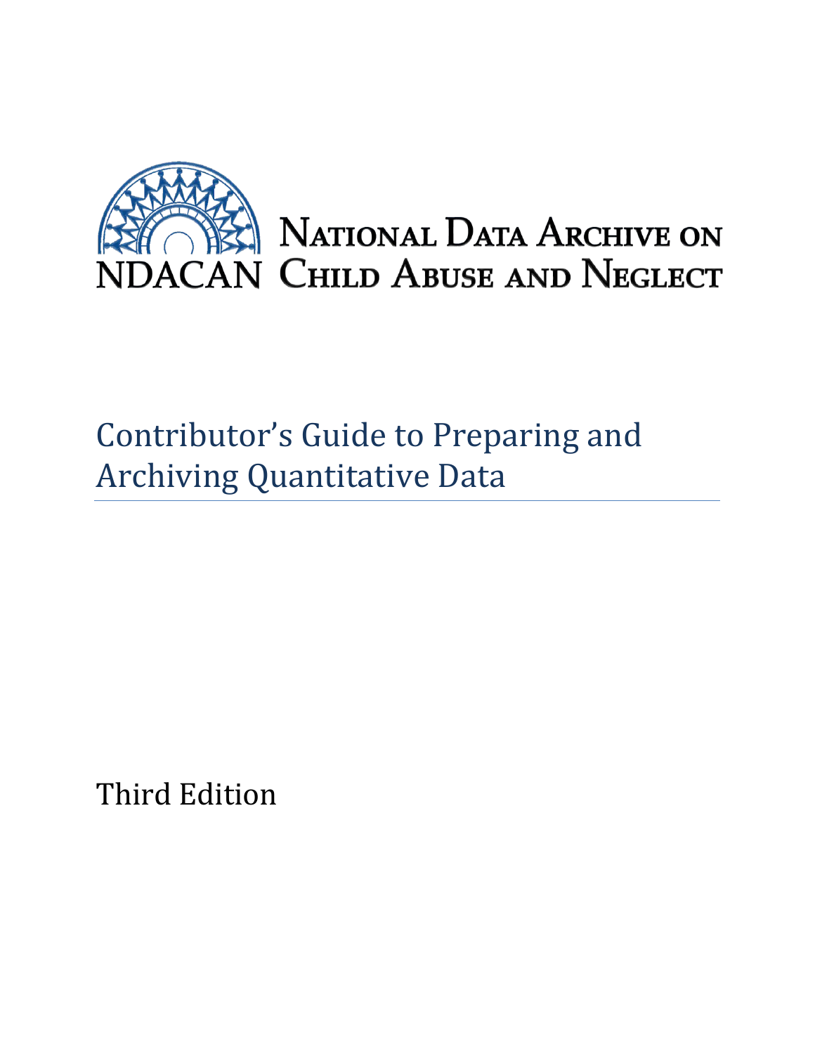NDACAN National Data Archive on Child Abuse and Neglect

# Contributor's Guide to Preparing and Archiving Quantitative Data

Third Edition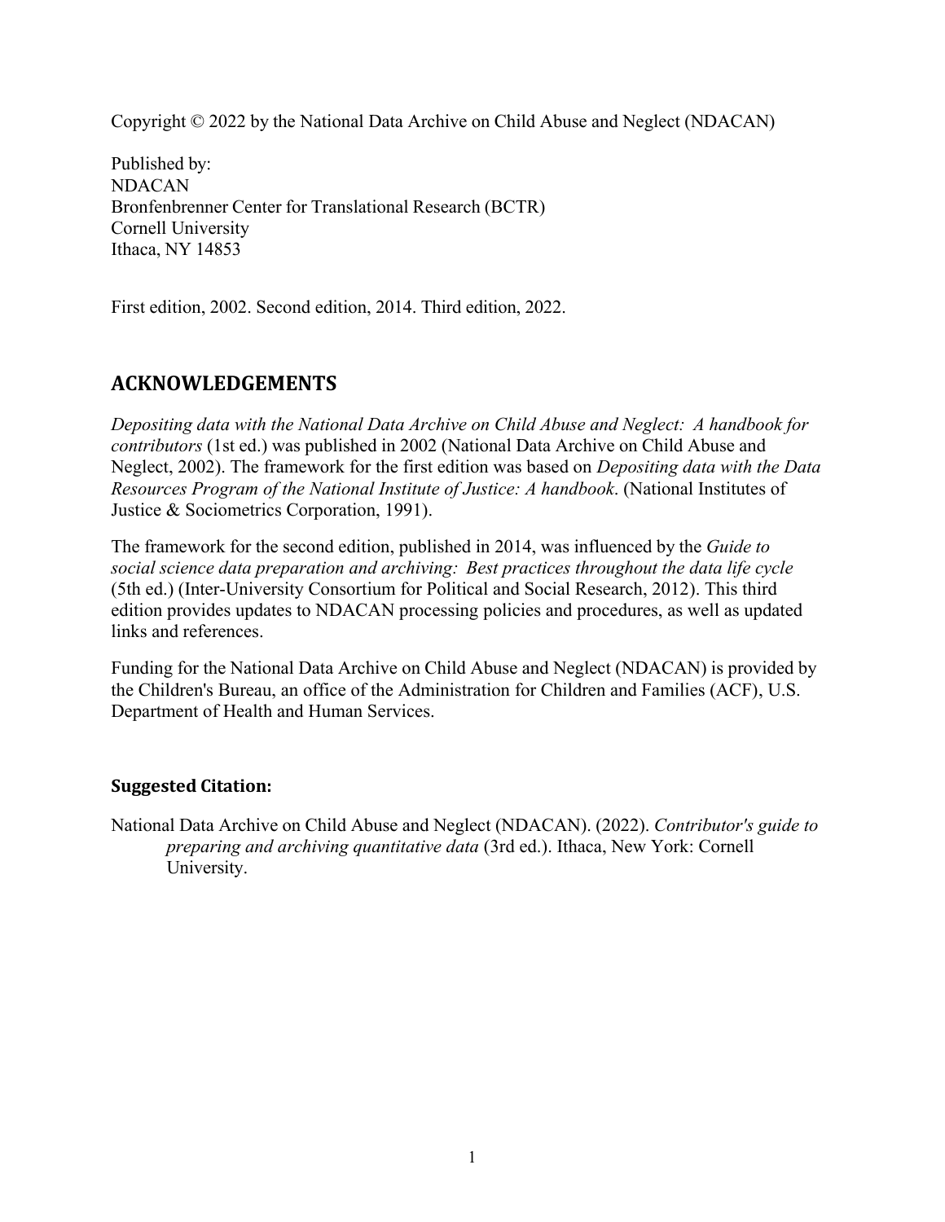Copyright © 2022 by the National Data Archive on Child Abuse and Neglect (NDACAN)

Published by:
NDACAN
Bronfenbrenner Center for Translational Research (BCTR)
Cornell University
Ithaca, NY 14853

First edition, 2002. Second edition, 2014. Third edition, 2022.

## ACKNOWLEDGEMENTS

*Depositing data with the National Data Archive on Child Abuse and Neglect: A handbook for contributors* (1st ed.) was published in 2002 (National Data Archive on Child Abuse and Neglect, 2002). The framework for the first edition was based on *Depositing data with the Data Resources Program of the National Institute of Justice: A handbook*. (National Institutes of Justice & Sociometrics Corporation, 1991).

The framework for the second edition, published in 2014, was influenced by the *Guide to social science data preparation and archiving: Best practices throughout the data life cycle* (5th ed.) (Inter-University Consortium for Political and Social Research, 2012). This third edition provides updates to NDACAN processing policies and procedures, as well as updated links and references.

Funding for the National Data Archive on Child Abuse and Neglect (NDACAN) is provided by the Children's Bureau, an office of the Administration for Children and Families (ACF), U.S. Department of Health and Human Services.

### Suggested Citation:

National Data Archive on Child Abuse and Neglect (NDACAN). (2022). *Contributor's guide to preparing and archiving quantitative data* (3rd ed.). Ithaca, New York: Cornell University.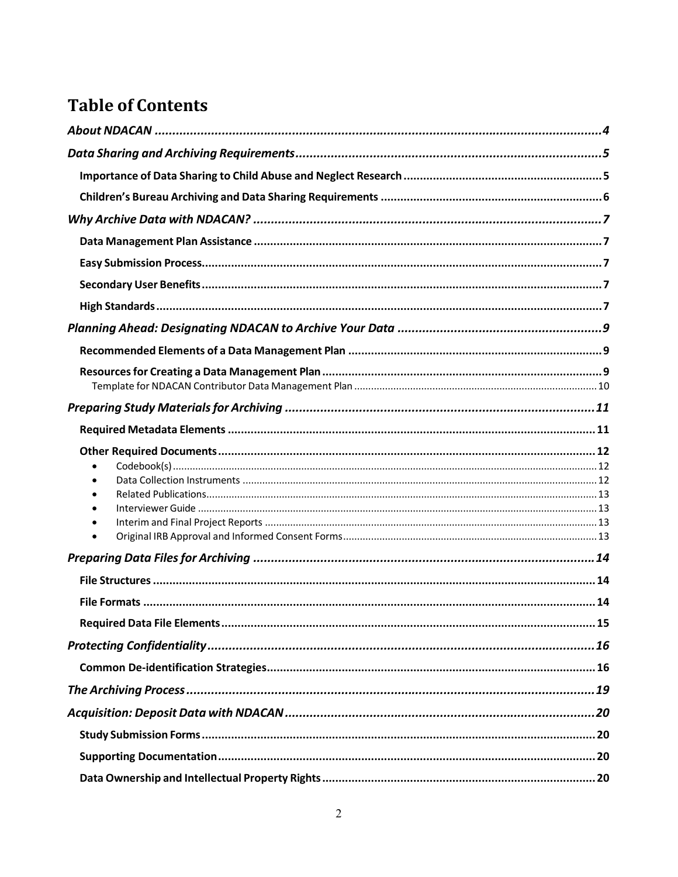# Table of Contents

*About NDACAN* ....................................................................................................................4

*Data Sharing and Archiving Requirements*.......................................................................................5

- **Importance of Data Sharing to Child Abuse and Neglect Research**............................................................5
- **Children's Bureau Archiving and Data Sharing Requirements**...................................................................6

*Why Archive Data with NDACAN?*...................................................................................................7

- **Data Management Plan Assistance**..........................................................................................7
- **Easy Submission Process**........................................................................................................7
- **Secondary User Benefits**.........................................................................................................7
- **High Standards**.....................................................................................................................7

*Planning Ahead: Designating NDACAN to Archive Your Data*...............................................................9

- **Recommended Elements of a Data Management Plan**.................................................................9
- **Resources for Creating a Data Management Plan**......................................................................9
  - Template for NDACAN Contributor Data Management Plan..............................................................10

*Preparing Study Materials for Archiving*........................................................................................11

- **Required Metadata Elements**................................................................................................11
- **Other Required Documents**...................................................................................................12
  - Codebook(s)..................................................................................................................12
  - Data Collection Instruments.............................................................................................12
  - Related Publications........................................................................................................13
  - Interviewer Guide...........................................................................................................13
  - Interim and Final Project Reports.......................................................................................13
  - Original IRB Approval and Informed Consent Forms...............................................................13

*Preparing Data Files for Archiving*...............................................................................................14

- **File Structures**....................................................................................................................14
- **File Formats**......................................................................................................................14
- **Required Data File Elements**.................................................................................................15

*Protecting Confidentiality*.............................................................................................................16

- **Common De-identification Strategies**.....................................................................................16

*The Archiving Process*................................................................................................................19

*Acquisition: Deposit Data with NDACAN*........................................................................................20

- **Study Submission Forms**.......................................................................................................20
- **Supporting Documentation**....................................................................................................20
- **Data Ownership and Intellectual Property Rights**......................................................................20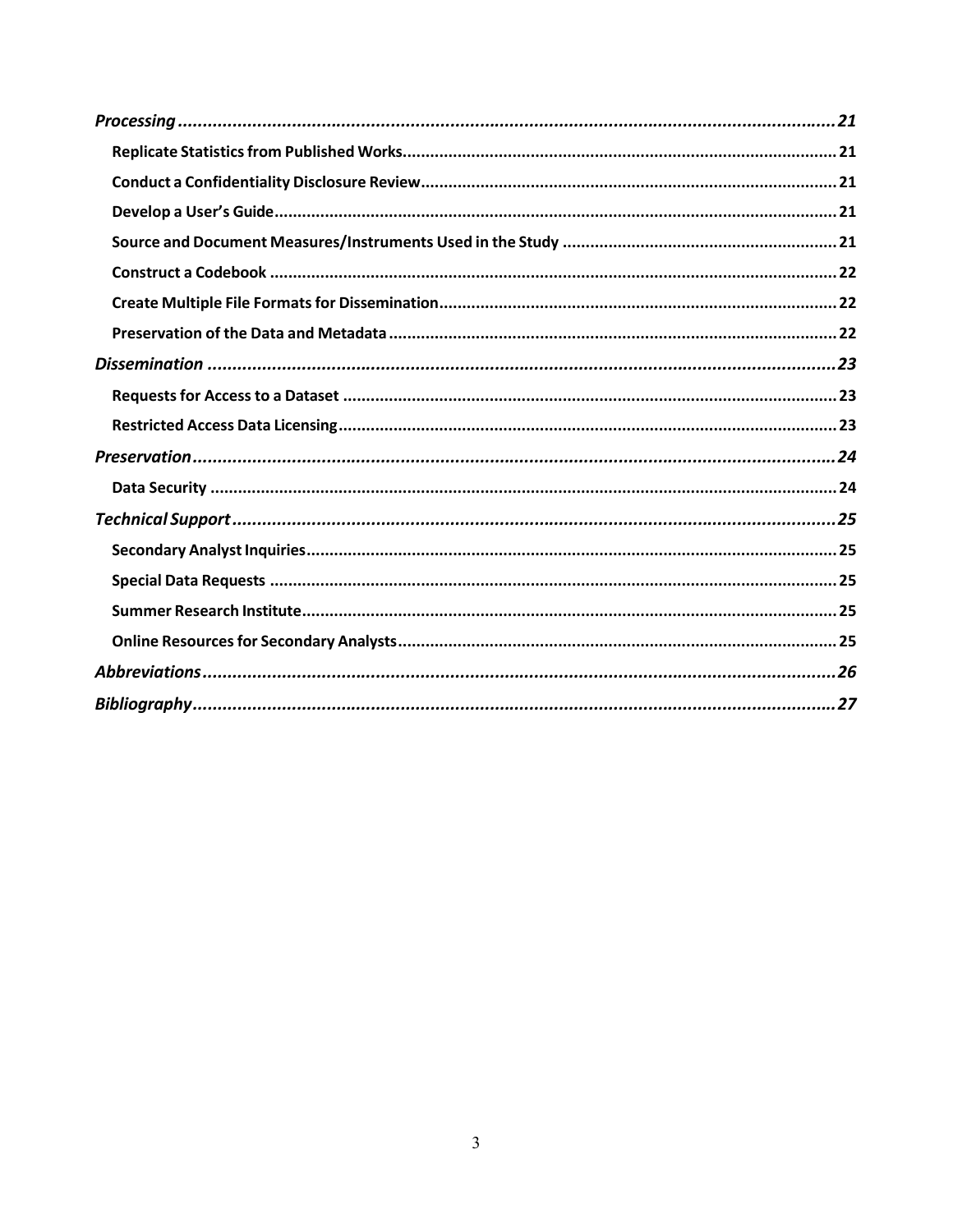*Processing* ........................................................................................................................ *21*

**Replicate Statistics from Published Works** ............................................................................ **21**

**Conduct a Confidentiality Disclosure Review** .......................................................................... **21**

**Develop a User's Guide** .......................................................................................................... **21**

**Source and Document Measures/Instruments Used in the Study** ........................................... **21**

**Construct a Codebook** ............................................................................................................ **22**

**Create Multiple File Formats for Dissemination** ...................................................................... **22**

**Preservation of the Data and Metadata** ................................................................................. **22**

*Dissemination* ..................................................................................................................... *23*

**Requests for Access to a Dataset** ........................................................................................... **23**

**Restricted Access Data Licensing** ............................................................................................ **23**

*Preservation* ....................................................................................................................... *24*

**Data Security** ......................................................................................................................... **24**

*Technical Support* ............................................................................................................... *25*

**Secondary Analyst Inquiries** ................................................................................................... **25**

**Special Data Requests** ........................................................................................................... **25**

**Summer Research Institute** ................................................................................................... **25**

**Online Resources for Secondary Analysts** ............................................................................... **25**

*Abbreviations* ..................................................................................................................... *26*

*Bibliography* ....................................................................................................................... *27*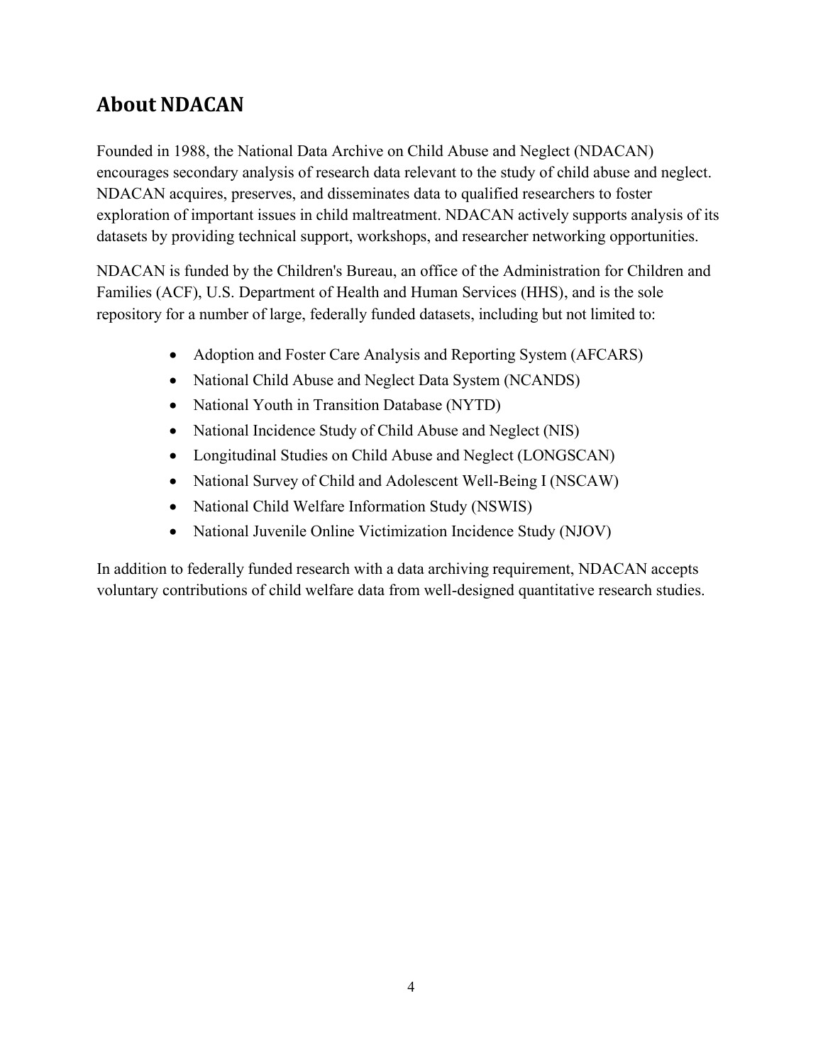## About NDACAN

Founded in 1988, the National Data Archive on Child Abuse and Neglect (NDACAN) encourages secondary analysis of research data relevant to the study of child abuse and neglect. NDACAN acquires, preserves, and disseminates data to qualified researchers to foster exploration of important issues in child maltreatment. NDACAN actively supports analysis of its datasets by providing technical support, workshops, and researcher networking opportunities.

NDACAN is funded by the Children's Bureau, an office of the Administration for Children and Families (ACF), U.S. Department of Health and Human Services (HHS), and is the sole repository for a number of large, federally funded datasets, including but not limited to:

- Adoption and Foster Care Analysis and Reporting System (AFCARS)
- National Child Abuse and Neglect Data System (NCANDS)
- National Youth in Transition Database (NYTD)
- National Incidence Study of Child Abuse and Neglect (NIS)
- Longitudinal Studies on Child Abuse and Neglect (LONGSCAN)
- National Survey of Child and Adolescent Well-Being I (NSCAW)
- National Child Welfare Information Study (NSWIS)
- National Juvenile Online Victimization Incidence Study (NJOV)

In addition to federally funded research with a data archiving requirement, NDACAN accepts voluntary contributions of child welfare data from well-designed quantitative research studies.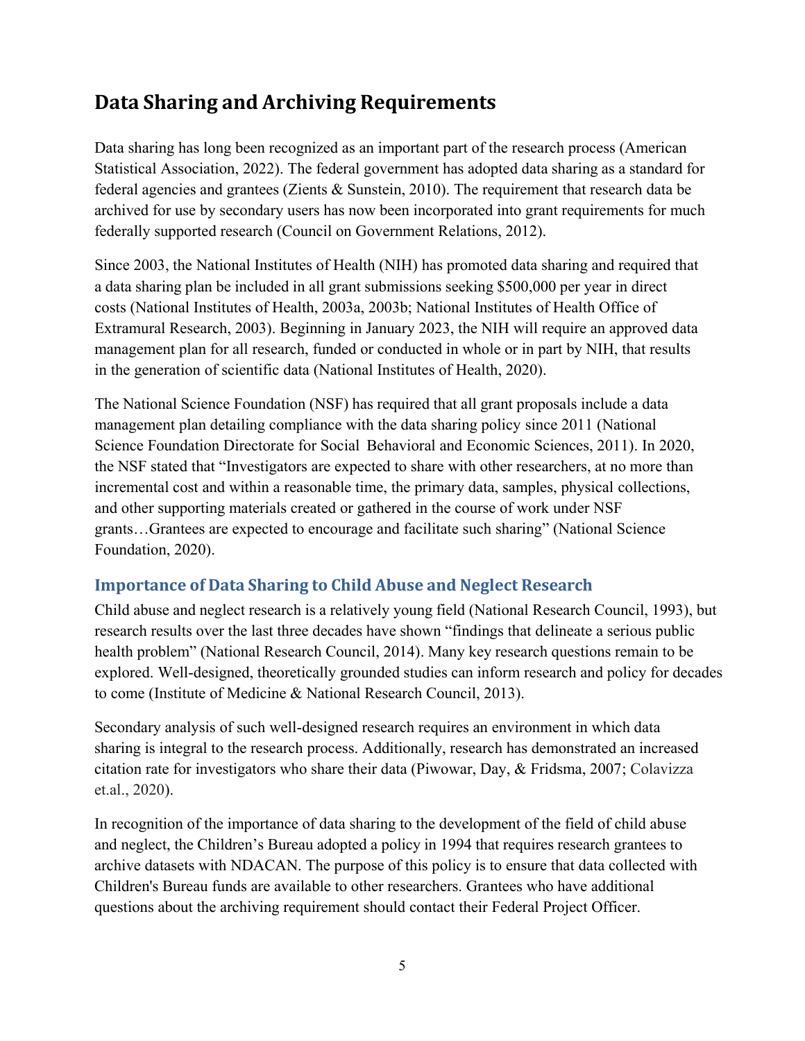## Data Sharing and Archiving Requirements

Data sharing has long been recognized as an important part of the research process (American Statistical Association, 2022). The federal government has adopted data sharing as a standard for federal agencies and grantees (Zients & Sunstein, 2010). The requirement that research data be archived for use by secondary users has now been incorporated into grant requirements for much federally supported research (Council on Government Relations, 2012).

Since 2003, the National Institutes of Health (NIH) has promoted data sharing and required that a data sharing plan be included in all grant submissions seeking $500,000 per year in direct costs (National Institutes of Health, 2003a, 2003b; National Institutes of Health Office of Extramural Research, 2003). Beginning in January 2023, the NIH will require an approved data management plan for all research, funded or conducted in whole or in part by NIH, that results in the generation of scientific data (National Institutes of Health, 2020).

The National Science Foundation (NSF) has required that all grant proposals include a data management plan detailing compliance with the data sharing policy since 2011 (National Science Foundation Directorate for Social Behavioral and Economic Sciences, 2011). In 2020, the NSF stated that "Investigators are expected to share with other researchers, at no more than incremental cost and within a reasonable time, the primary data, samples, physical collections, and other supporting materials created or gathered in the course of work under NSF grants…Grantees are expected to encourage and facilitate such sharing" (National Science Foundation, 2020).

### Importance of Data Sharing to Child Abuse and Neglect Research

Child abuse and neglect research is a relatively young field (National Research Council, 1993), but research results over the last three decades have shown "findings that delineate a serious public health problem" (National Research Council, 2014). Many key research questions remain to be explored. Well-designed, theoretically grounded studies can inform research and policy for decades to come (Institute of Medicine & National Research Council, 2013).

Secondary analysis of such well-designed research requires an environment in which data sharing is integral to the research process. Additionally, research has demonstrated an increased citation rate for investigators who share their data (Piwowar, Day, & Fridsma, 2007; Colavizza et.al., 2020).

In recognition of the importance of data sharing to the development of the field of child abuse and neglect, the Children's Bureau adopted a policy in 1994 that requires research grantees to archive datasets with NDACAN. The purpose of this policy is to ensure that data collected with Children's Bureau funds are available to other researchers. Grantees who have additional questions about the archiving requirement should contact their Federal Project Officer.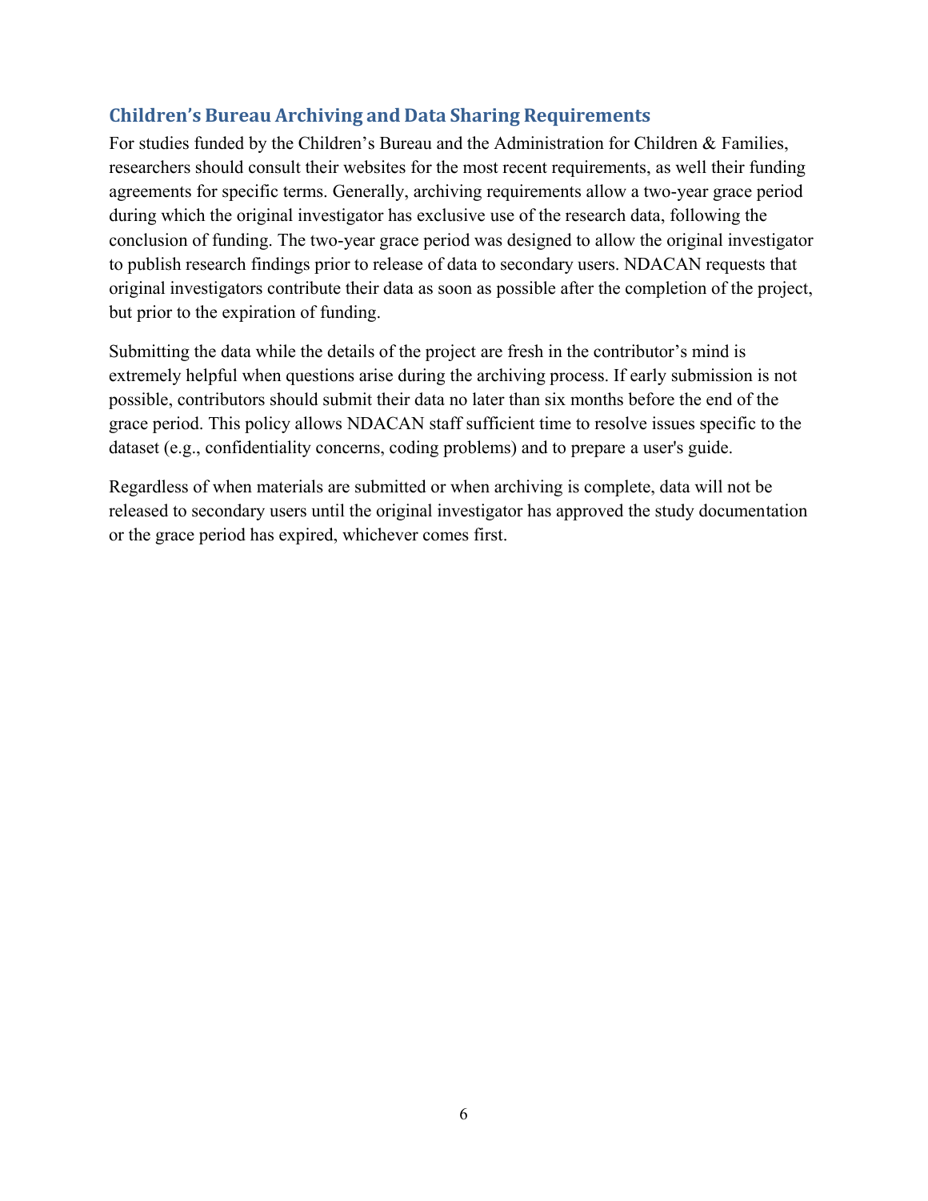## Children's Bureau Archiving and Data Sharing Requirements

For studies funded by the Children's Bureau and the Administration for Children & Families, researchers should consult their websites for the most recent requirements, as well their funding agreements for specific terms. Generally, archiving requirements allow a two-year grace period during which the original investigator has exclusive use of the research data, following the conclusion of funding. The two-year grace period was designed to allow the original investigator to publish research findings prior to release of data to secondary users. NDACAN requests that original investigators contribute their data as soon as possible after the completion of the project, but prior to the expiration of funding.

Submitting the data while the details of the project are fresh in the contributor's mind is extremely helpful when questions arise during the archiving process. If early submission is not possible, contributors should submit their data no later than six months before the end of the grace period. This policy allows NDACAN staff sufficient time to resolve issues specific to the dataset (e.g., confidentiality concerns, coding problems) and to prepare a user's guide.

Regardless of when materials are submitted or when archiving is complete, data will not be released to secondary users until the original investigator has approved the study documentation or the grace period has expired, whichever comes first.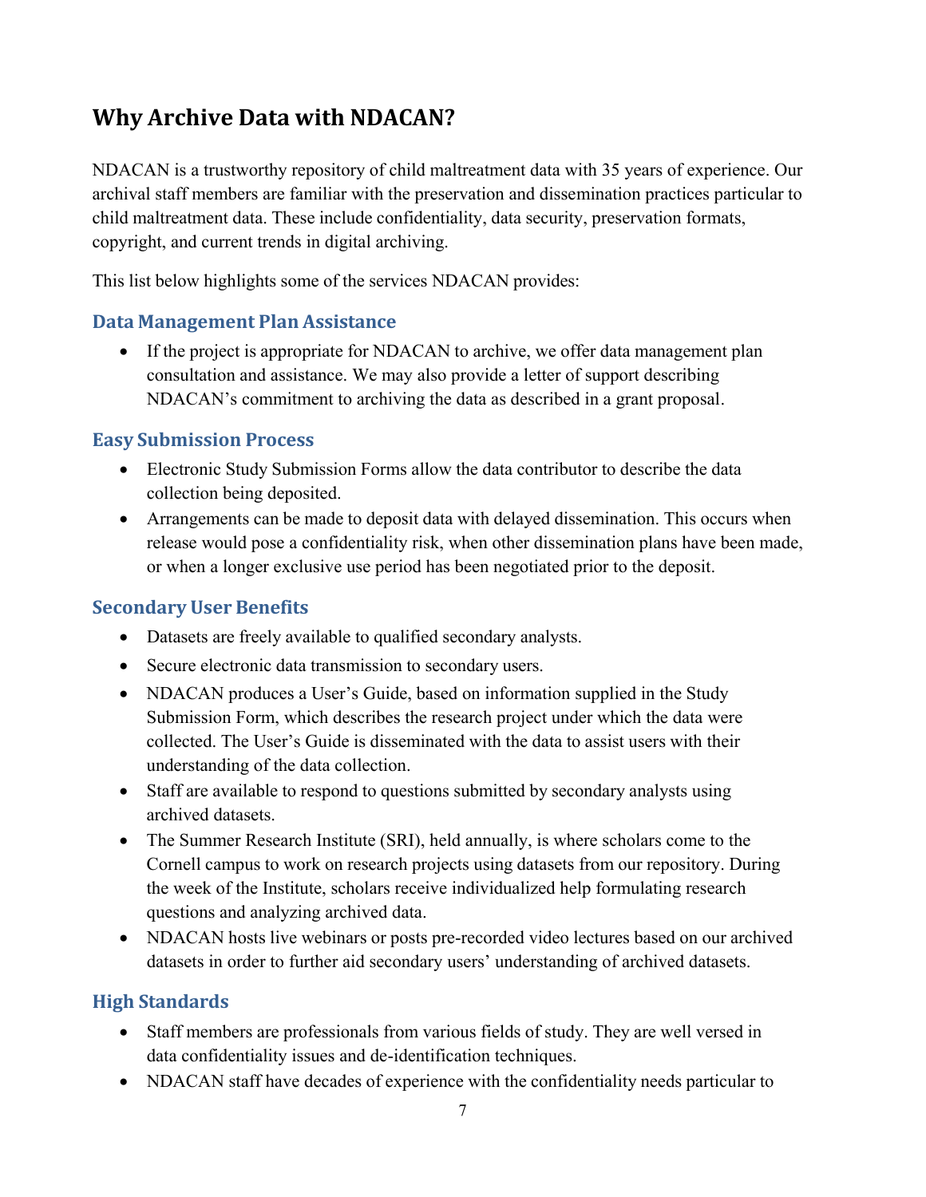## Why Archive Data with NDACAN?

NDACAN is a trustworthy repository of child maltreatment data with 35 years of experience. Our archival staff members are familiar with the preservation and dissemination practices particular to child maltreatment data. These include confidentiality, data security, preservation formats, copyright, and current trends in digital archiving.

This list below highlights some of the services NDACAN provides:

### Data Management Plan Assistance

- If the project is appropriate for NDACAN to archive, we offer data management plan consultation and assistance. We may also provide a letter of support describing NDACAN's commitment to archiving the data as described in a grant proposal.

### Easy Submission Process

- Electronic Study Submission Forms allow the data contributor to describe the data collection being deposited.
- Arrangements can be made to deposit data with delayed dissemination. This occurs when release would pose a confidentiality risk, when other dissemination plans have been made, or when a longer exclusive use period has been negotiated prior to the deposit.

### Secondary User Benefits

- Datasets are freely available to qualified secondary analysts.
- Secure electronic data transmission to secondary users.
- NDACAN produces a User's Guide, based on information supplied in the Study Submission Form, which describes the research project under which the data were collected. The User's Guide is disseminated with the data to assist users with their understanding of the data collection.
- Staff are available to respond to questions submitted by secondary analysts using archived datasets.
- The Summer Research Institute (SRI), held annually, is where scholars come to the Cornell campus to work on research projects using datasets from our repository. During the week of the Institute, scholars receive individualized help formulating research questions and analyzing archived data.
- NDACAN hosts live webinars or posts pre-recorded video lectures based on our archived datasets in order to further aid secondary users' understanding of archived datasets.

### High Standards

- Staff members are professionals from various fields of study. They are well versed in data confidentiality issues and de-identification techniques.
- NDACAN staff have decades of experience with the confidentiality needs particular to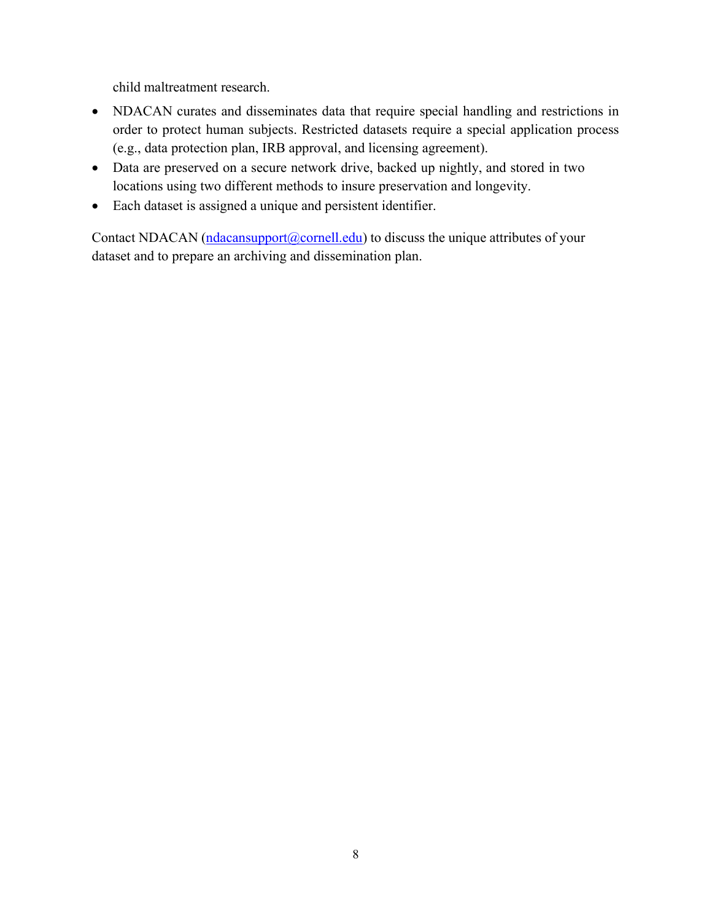child maltreatment research.

- NDACAN curates and disseminates data that require special handling and restrictions in order to protect human subjects. Restricted datasets require a special application process (e.g., data protection plan, IRB approval, and licensing agreement).
- Data are preserved on a secure network drive, backed up nightly, and stored in two locations using two different methods to insure preservation and longevity.
- Each dataset is assigned a unique and persistent identifier.

Contact NDACAN (ndacansupport@cornell.edu) to discuss the unique attributes of your dataset and to prepare an archiving and dissemination plan.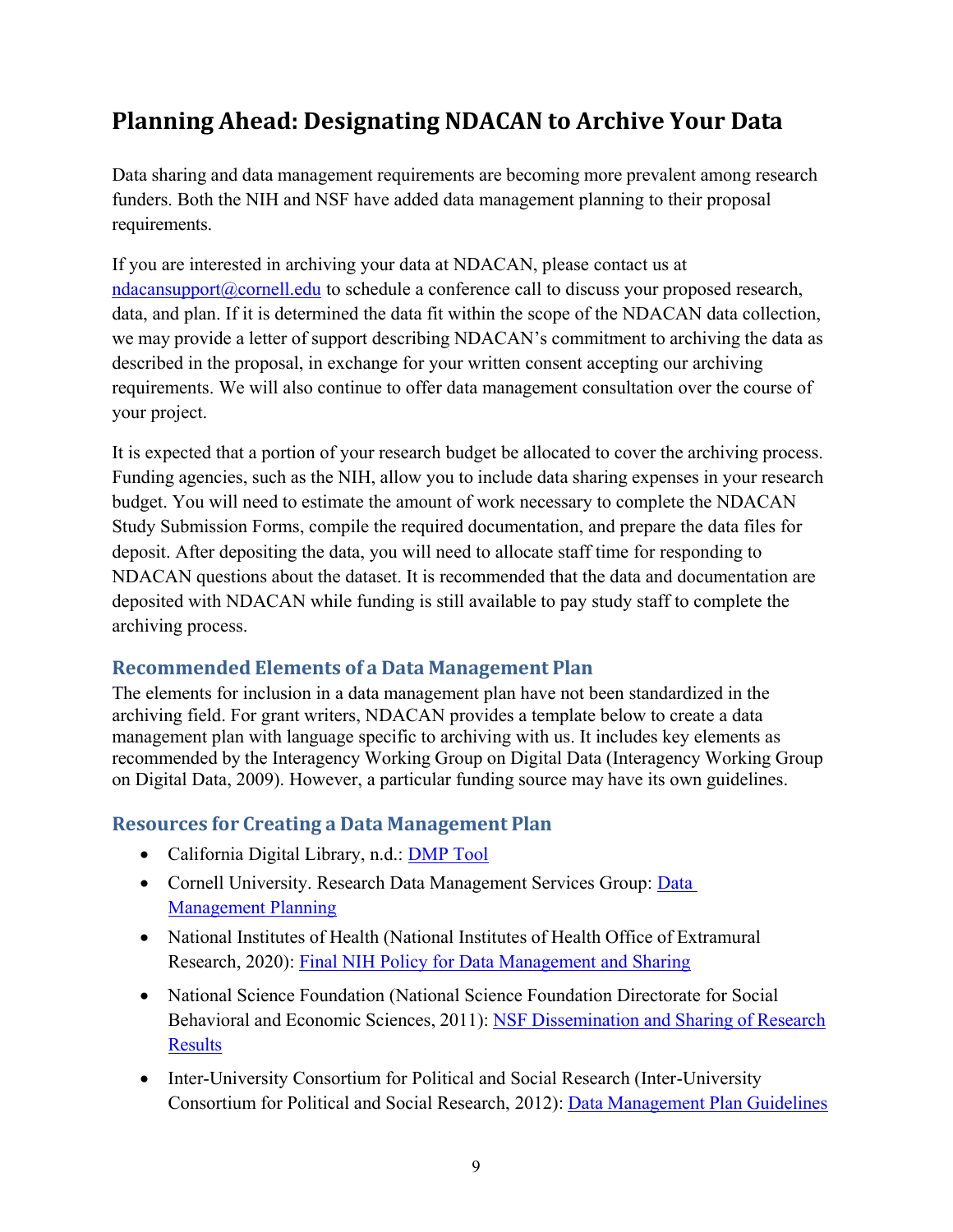## Planning Ahead: Designating NDACAN to Archive Your Data

Data sharing and data management requirements are becoming more prevalent among research funders. Both the NIH and NSF have added data management planning to their proposal requirements.

If you are interested in archiving your data at NDACAN, please contact us at [ndacansupport@cornell.edu](mailto:ndacansupport@cornell.edu) to schedule a conference call to discuss your proposed research, data, and plan. If it is determined the data fit within the scope of the NDACAN data collection, we may provide a letter of support describing NDACAN's commitment to archiving the data as described in the proposal, in exchange for your written consent accepting our archiving requirements. We will also continue to offer data management consultation over the course of your project.

It is expected that a portion of your research budget be allocated to cover the archiving process. Funding agencies, such as the NIH, allow you to include data sharing expenses in your research budget. You will need to estimate the amount of work necessary to complete the NDACAN Study Submission Forms, compile the required documentation, and prepare the data files for deposit. After depositing the data, you will need to allocate staff time for responding to NDACAN questions about the dataset. It is recommended that the data and documentation are deposited with NDACAN while funding is still available to pay study staff to complete the archiving process.

### Recommended Elements of a Data Management Plan

The elements for inclusion in a data management plan have not been standardized in the archiving field. For grant writers, NDACAN provides a template below to create a data management plan with language specific to archiving with us. It includes key elements as recommended by the Interagency Working Group on Digital Data (Interagency Working Group on Digital Data, 2009). However, a particular funding source may have its own guidelines.

### Resources for Creating a Data Management Plan

- California Digital Library, n.d.: DMP Tool
- Cornell University. Research Data Management Services Group: Data Management Planning
- National Institutes of Health (National Institutes of Health Office of Extramural Research, 2020): Final NIH Policy for Data Management and Sharing
- National Science Foundation (National Science Foundation Directorate for Social Behavioral and Economic Sciences, 2011): NSF Dissemination and Sharing of Research Results
- Inter-University Consortium for Political and Social Research (Inter-University Consortium for Political and Social Research, 2012): Data Management Plan Guidelines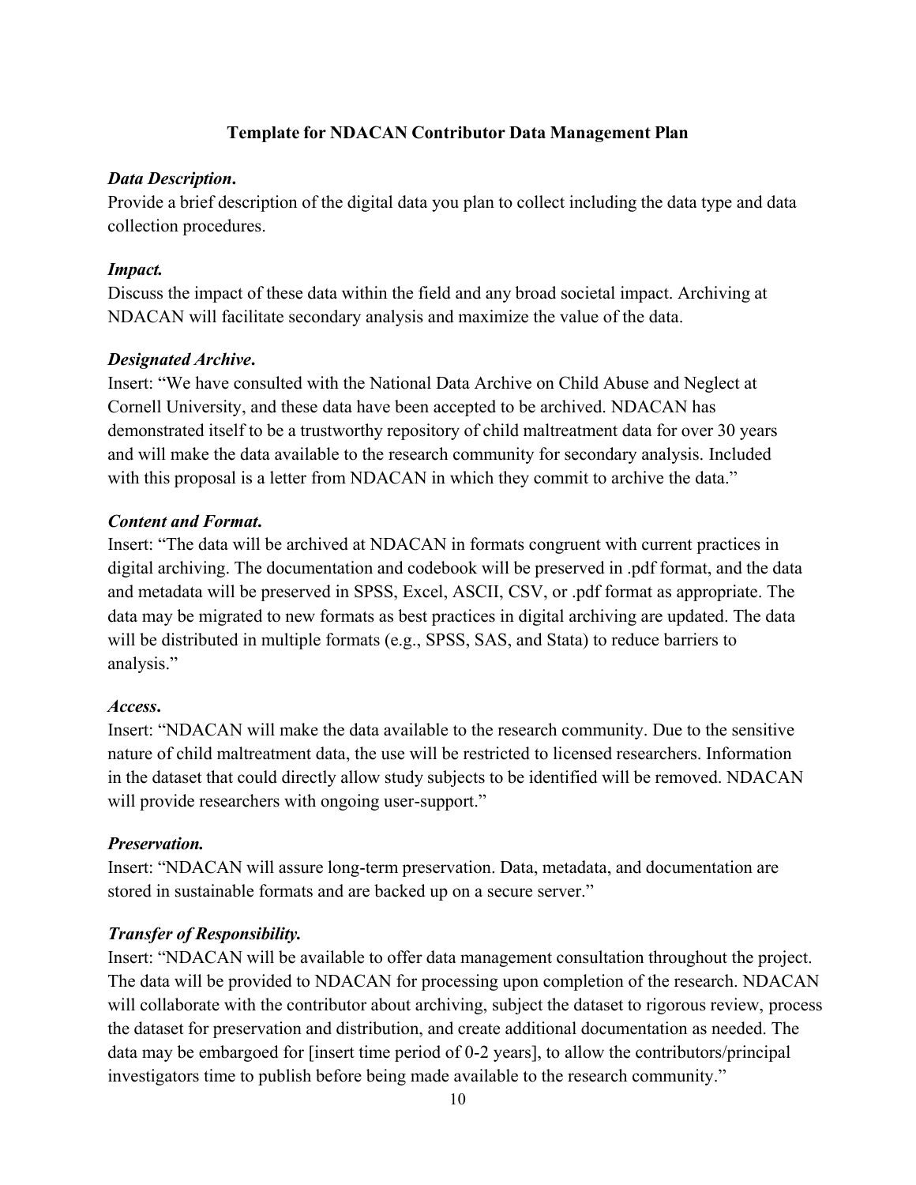## Template for NDACAN Contributor Data Management Plan

***Data Description.***
Provide a brief description of the digital data you plan to collect including the data type and data collection procedures.

***Impact.***
Discuss the impact of these data within the field and any broad societal impact. Archiving at NDACAN will facilitate secondary analysis and maximize the value of the data.

***Designated Archive.***
Insert: "We have consulted with the National Data Archive on Child Abuse and Neglect at Cornell University, and these data have been accepted to be archived. NDACAN has demonstrated itself to be a trustworthy repository of child maltreatment data for over 30 years and will make the data available to the research community for secondary analysis. Included with this proposal is a letter from NDACAN in which they commit to archive the data."

***Content and Format.***
Insert: "The data will be archived at NDACAN in formats congruent with current practices in digital archiving. The documentation and codebook will be preserved in .pdf format, and the data and metadata will be preserved in SPSS, Excel, ASCII, CSV, or .pdf format as appropriate. The data may be migrated to new formats as best practices in digital archiving are updated. The data will be distributed in multiple formats (e.g., SPSS, SAS, and Stata) to reduce barriers to analysis."

***Access.***
Insert: "NDACAN will make the data available to the research community. Due to the sensitive nature of child maltreatment data, the use will be restricted to licensed researchers. Information in the dataset that could directly allow study subjects to be identified will be removed. NDACAN will provide researchers with ongoing user-support."

***Preservation.***
Insert: "NDACAN will assure long-term preservation. Data, metadata, and documentation are stored in sustainable formats and are backed up on a secure server."

***Transfer of Responsibility.***
Insert: "NDACAN will be available to offer data management consultation throughout the project. The data will be provided to NDACAN for processing upon completion of the research. NDACAN will collaborate with the contributor about archiving, subject the dataset to rigorous review, process the dataset for preservation and distribution, and create additional documentation as needed. The data may be embargoed for [insert time period of 0-2 years], to allow the contributors/principal investigators time to publish before being made available to the research community."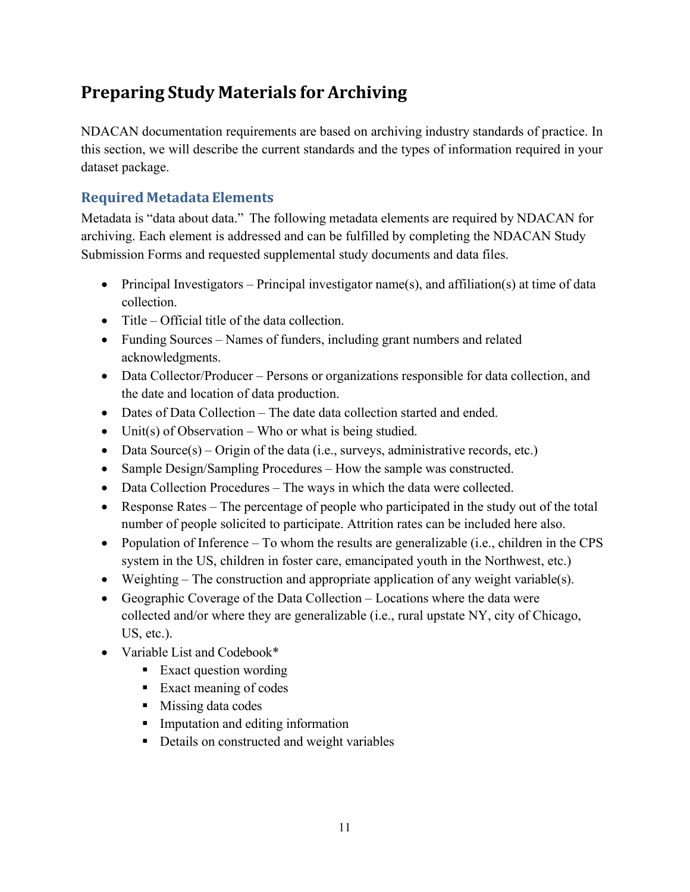# Preparing Study Materials for Archiving

NDACAN documentation requirements are based on archiving industry standards of practice. In this section, we will describe the current standards and the types of information required in your dataset package.

## Required Metadata Elements

Metadata is "data about data." The following metadata elements are required by NDACAN for archiving. Each element is addressed and can be fulfilled by completing the NDACAN Study Submission Forms and requested supplemental study documents and data files.

- Principal Investigators – Principal investigator name(s), and affiliation(s) at time of data collection.
- Title – Official title of the data collection.
- Funding Sources – Names of funders, including grant numbers and related acknowledgments.
- Data Collector/Producer – Persons or organizations responsible for data collection, and the date and location of data production.
- Dates of Data Collection – The date data collection started and ended.
- Unit(s) of Observation – Who or what is being studied.
- Data Source(s) – Origin of the data (i.e., surveys, administrative records, etc.)
- Sample Design/Sampling Procedures – How the sample was constructed.
- Data Collection Procedures – The ways in which the data were collected.
- Response Rates – The percentage of people who participated in the study out of the total number of people solicited to participate. Attrition rates can be included here also.
- Population of Inference – To whom the results are generalizable (i.e., children in the CPS system in the US, children in foster care, emancipated youth in the Northwest, etc.)
- Weighting – The construction and appropriate application of any weight variable(s).
- Geographic Coverage of the Data Collection – Locations where the data were collected and/or where they are generalizable (i.e., rural upstate NY, city of Chicago, US, etc.).
- Variable List and Codebook*
  - Exact question wording
  - Exact meaning of codes
  - Missing data codes
  - Imputation and editing information
  - Details on constructed and weight variables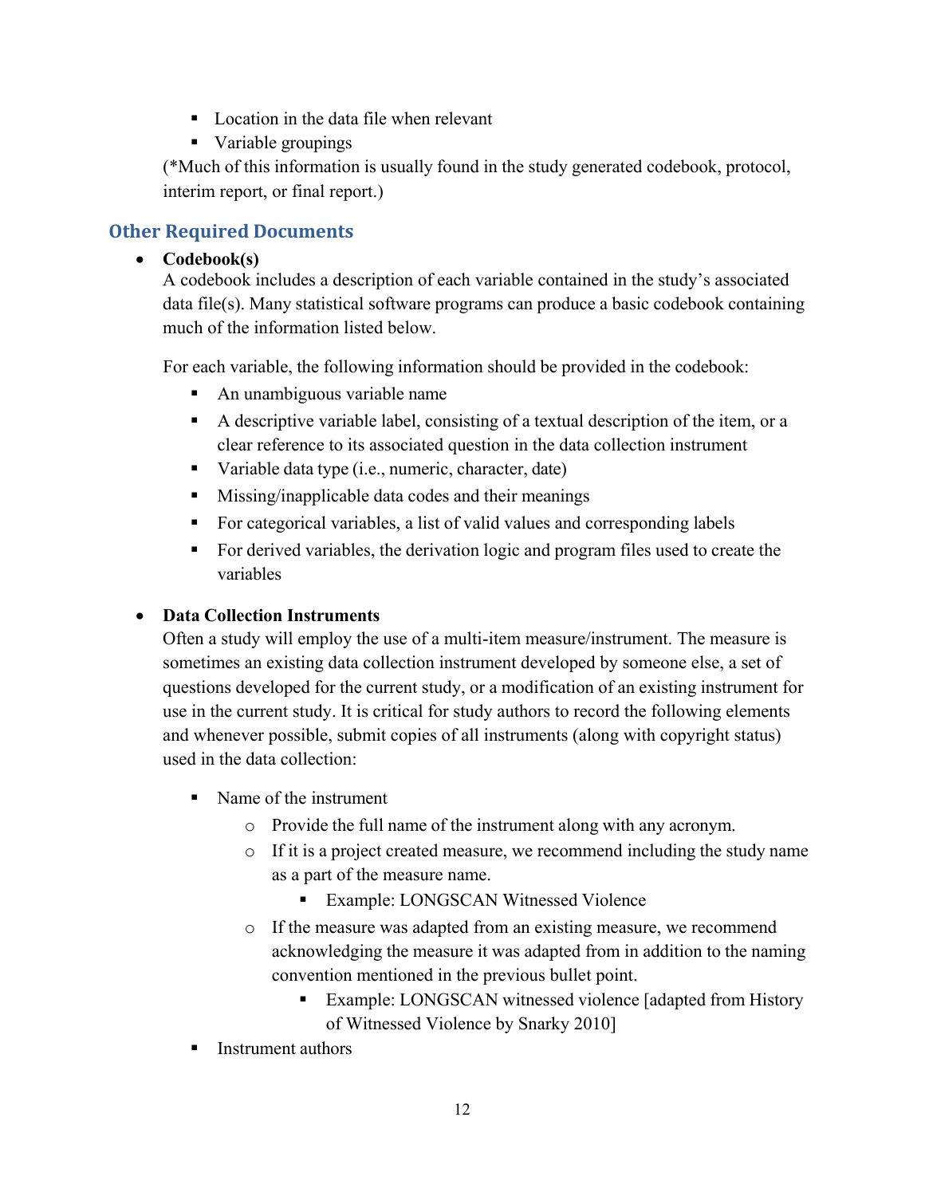- Location in the data file when relevant
  - Variable groupings

(*Much of this information is usually found in the study generated codebook, protocol, interim report, or final report.)

## Other Required Documents

- **Codebook(s)**
  A codebook includes a description of each variable contained in the study's associated data file(s). Many statistical software programs can produce a basic codebook containing much of the information listed below.

  For each variable, the following information should be provided in the codebook:
  - An unambiguous variable name
  - A descriptive variable label, consisting of a textual description of the item, or a clear reference to its associated question in the data collection instrument
  - Variable data type (i.e., numeric, character, date)
  - Missing/inapplicable data codes and their meanings
  - For categorical variables, a list of valid values and corresponding labels
  - For derived variables, the derivation logic and program files used to create the variables

- **Data Collection Instruments**
  Often a study will employ the use of a multi-item measure/instrument. The measure is sometimes an existing data collection instrument developed by someone else, a set of questions developed for the current study, or a modification of an existing instrument for use in the current study. It is critical for study authors to record the following elements and whenever possible, submit copies of all instruments (along with copyright status) used in the data collection:

  - Name of the instrument
    - Provide the full name of the instrument along with any acronym.
    - If it is a project created measure, we recommend including the study name as a part of the measure name.
      - Example: LONGSCAN Witnessed Violence
    - If the measure was adapted from an existing measure, we recommend acknowledging the measure it was adapted from in addition to the naming convention mentioned in the previous bullet point.
      - Example: LONGSCAN witnessed violence [adapted from History of Witnessed Violence by Snarky 2010]
  - Instrument authors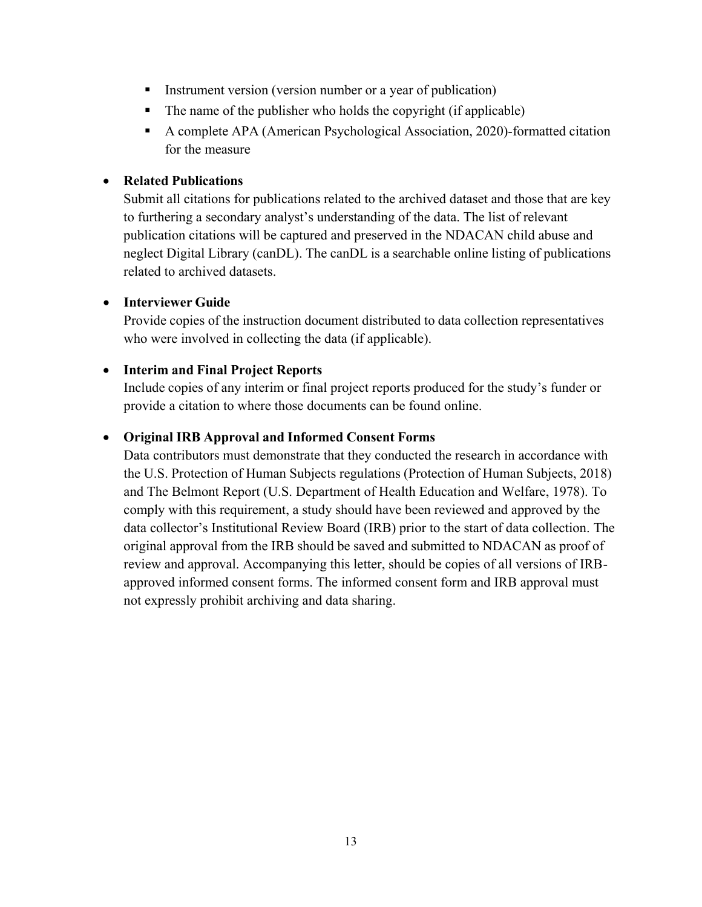- Instrument version (version number or a year of publication)
  - The name of the publisher who holds the copyright (if applicable)
  - A complete APA (American Psychological Association, 2020)-formatted citation for the measure

- **Related Publications**
  Submit all citations for publications related to the archived dataset and those that are key to furthering a secondary analyst's understanding of the data. The list of relevant publication citations will be captured and preserved in the NDACAN child abuse and neglect Digital Library (canDL). The canDL is a searchable online listing of publications related to archived datasets.

- **Interviewer Guide**
  Provide copies of the instruction document distributed to data collection representatives who were involved in collecting the data (if applicable).

- **Interim and Final Project Reports**
  Include copies of any interim or final project reports produced for the study's funder or provide a citation to where those documents can be found online.

- **Original IRB Approval and Informed Consent Forms**
  Data contributors must demonstrate that they conducted the research in accordance with the U.S. Protection of Human Subjects regulations (Protection of Human Subjects, 2018) and The Belmont Report (U.S. Department of Health Education and Welfare, 1978). To comply with this requirement, a study should have been reviewed and approved by the data collector's Institutional Review Board (IRB) prior to the start of data collection. The original approval from the IRB should be saved and submitted to NDACAN as proof of review and approval. Accompanying this letter, should be copies of all versions of IRB-approved informed consent forms. The informed consent form and IRB approval must not expressly prohibit archiving and data sharing.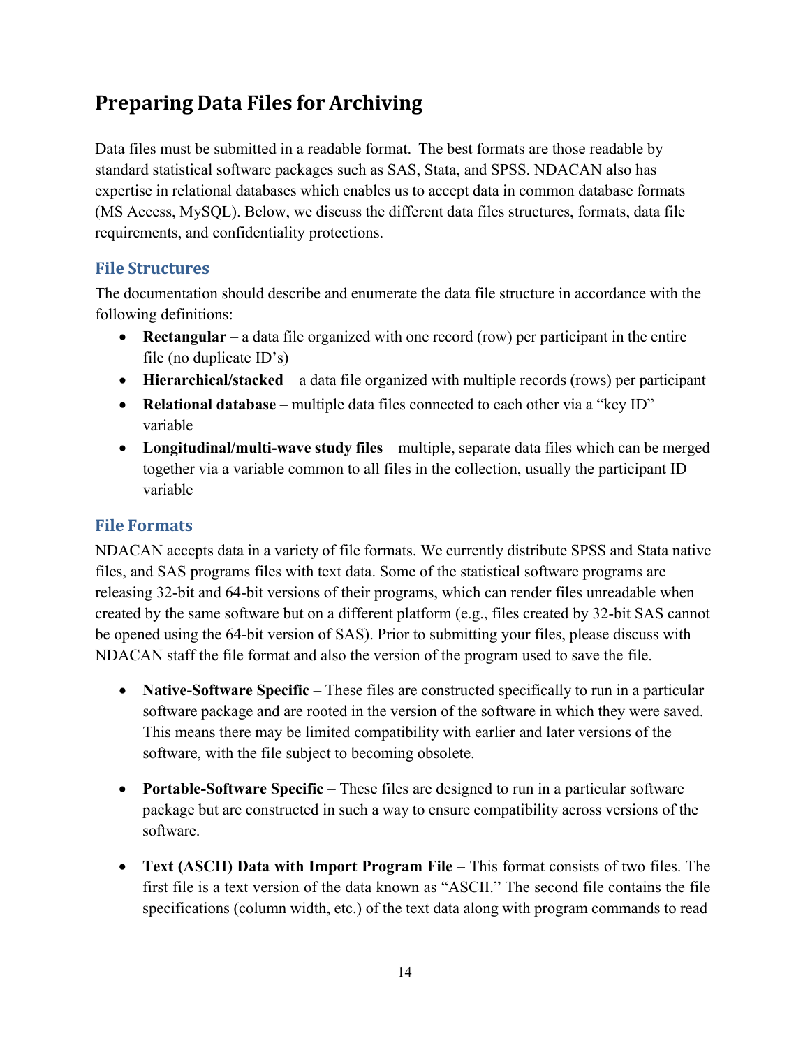## Preparing Data Files for Archiving

Data files must be submitted in a readable format. The best formats are those readable by standard statistical software packages such as SAS, Stata, and SPSS. NDACAN also has expertise in relational databases which enables us to accept data in common database formats (MS Access, MySQL). Below, we discuss the different data files structures, formats, data file requirements, and confidentiality protections.

### File Structures

The documentation should describe and enumerate the data file structure in accordance with the following definitions:

- **Rectangular** – a data file organized with one record (row) per participant in the entire file (no duplicate ID's)
- **Hierarchical/stacked** – a data file organized with multiple records (rows) per participant
- **Relational database** – multiple data files connected to each other via a "key ID" variable
- **Longitudinal/multi-wave study files** – multiple, separate data files which can be merged together via a variable common to all files in the collection, usually the participant ID variable

### File Formats

NDACAN accepts data in a variety of file formats. We currently distribute SPSS and Stata native files, and SAS programs files with text data. Some of the statistical software programs are releasing 32-bit and 64-bit versions of their programs, which can render files unreadable when created by the same software but on a different platform (e.g., files created by 32-bit SAS cannot be opened using the 64-bit version of SAS). Prior to submitting your files, please discuss with NDACAN staff the file format and also the version of the program used to save the file.

- **Native-Software Specific** – These files are constructed specifically to run in a particular software package and are rooted in the version of the software in which they were saved. This means there may be limited compatibility with earlier and later versions of the software, with the file subject to becoming obsolete.

- **Portable-Software Specific** – These files are designed to run in a particular software package but are constructed in such a way to ensure compatibility across versions of the software.

- **Text (ASCII) Data with Import Program File** – This format consists of two files. The first file is a text version of the data known as "ASCII." The second file contains the file specifications (column width, etc.) of the text data along with program commands to read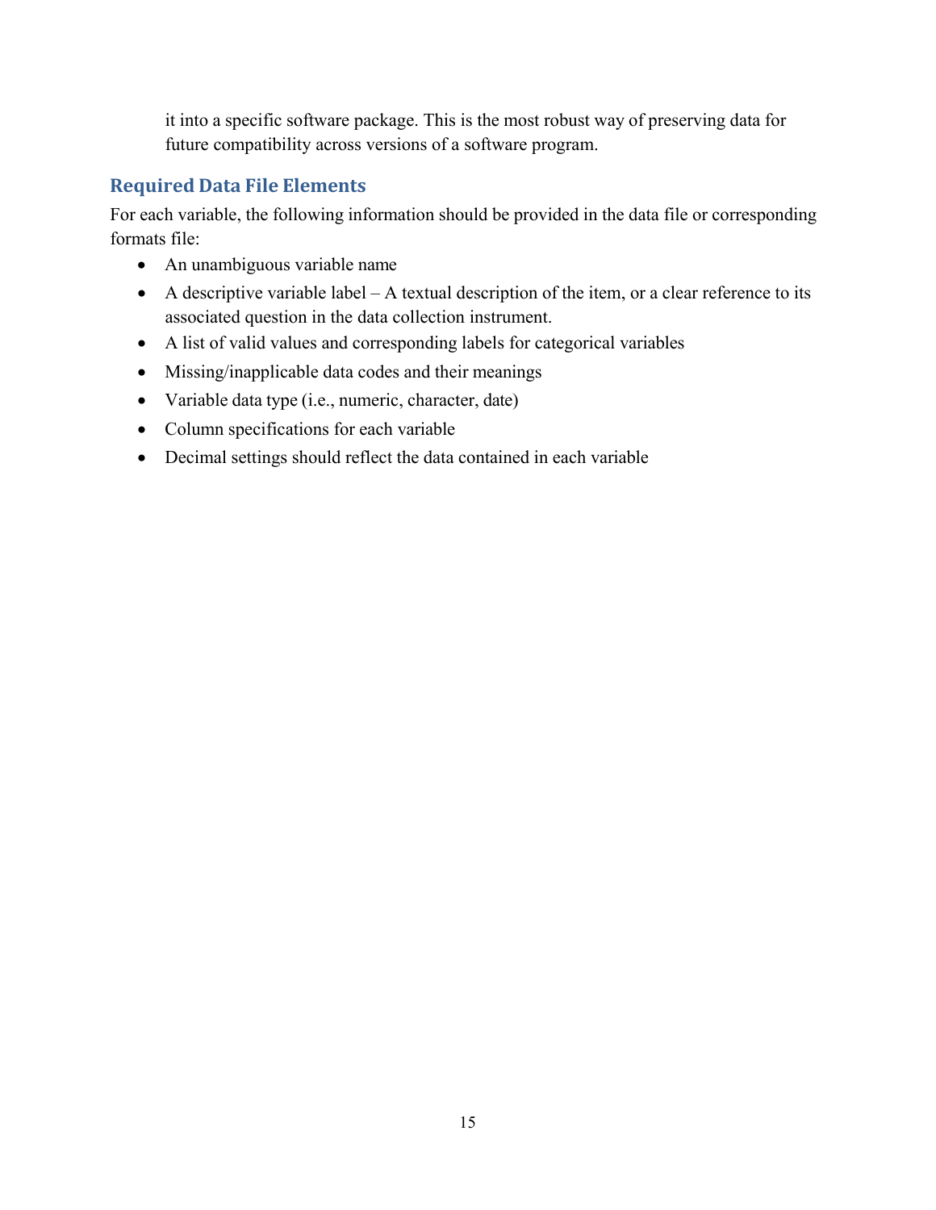it into a specific software package. This is the most robust way of preserving data for future compatibility across versions of a software program.

### Required Data File Elements

For each variable, the following information should be provided in the data file or corresponding formats file:

- An unambiguous variable name
- A descriptive variable label – A textual description of the item, or a clear reference to its associated question in the data collection instrument.
- A list of valid values and corresponding labels for categorical variables
- Missing/inapplicable data codes and their meanings
- Variable data type (i.e., numeric, character, date)
- Column specifications for each variable
- Decimal settings should reflect the data contained in each variable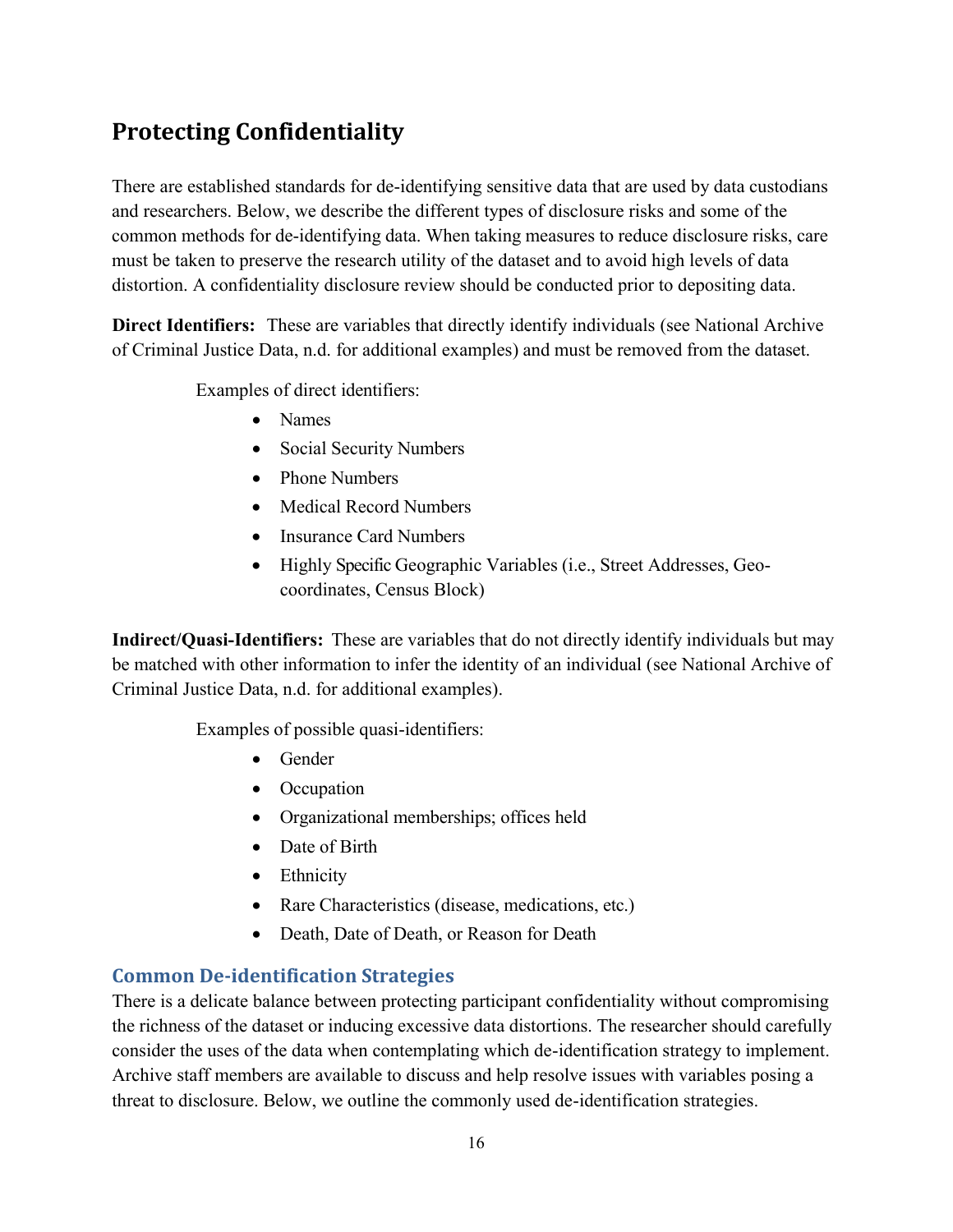## Protecting Confidentiality

There are established standards for de-identifying sensitive data that are used by data custodians and researchers. Below, we describe the different types of disclosure risks and some of the common methods for de-identifying data. When taking measures to reduce disclosure risks, care must be taken to preserve the research utility of the dataset and to avoid high levels of data distortion. A confidentiality disclosure review should be conducted prior to depositing data.

**Direct Identifiers:** These are variables that directly identify individuals (see National Archive of Criminal Justice Data, n.d. for additional examples) and must be removed from the dataset.

Examples of direct identifiers:

- Names
- Social Security Numbers
- Phone Numbers
- Medical Record Numbers
- Insurance Card Numbers
- Highly Specific Geographic Variables (i.e., Street Addresses, Geo-coordinates, Census Block)

**Indirect/Quasi-Identifiers:** These are variables that do not directly identify individuals but may be matched with other information to infer the identity of an individual (see National Archive of Criminal Justice Data, n.d. for additional examples).

Examples of possible quasi-identifiers:

- Gender
- Occupation
- Organizational memberships; offices held
- Date of Birth
- Ethnicity
- Rare Characteristics (disease, medications, etc.)
- Death, Date of Death, or Reason for Death

### Common De-identification Strategies

There is a delicate balance between protecting participant confidentiality without compromising the richness of the dataset or inducing excessive data distortions. The researcher should carefully consider the uses of the data when contemplating which de-identification strategy to implement. Archive staff members are available to discuss and help resolve issues with variables posing a threat to disclosure. Below, we outline the commonly used de-identification strategies.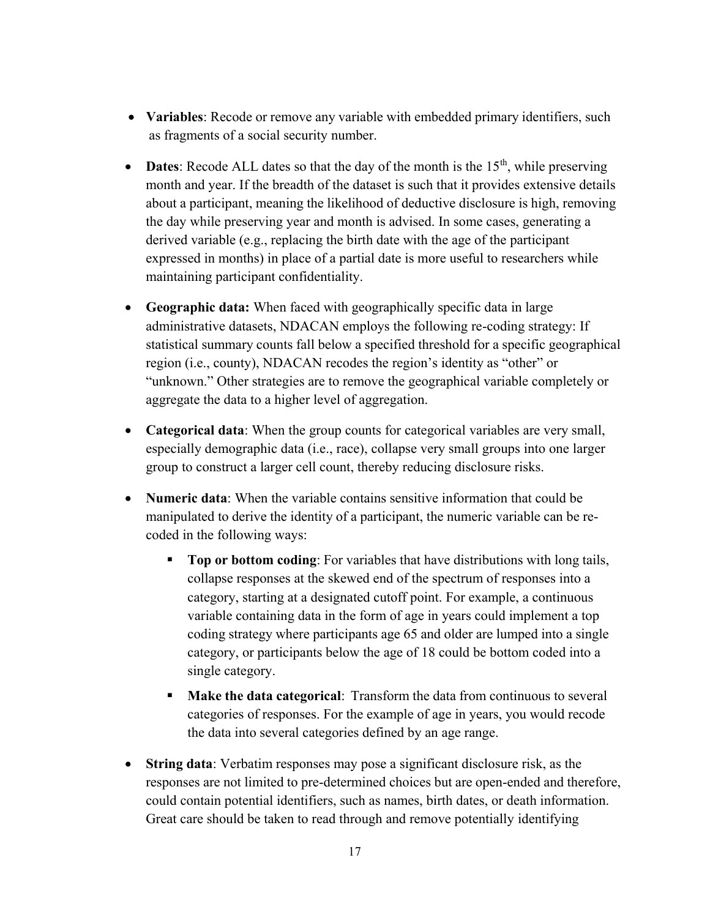- **Variables**: Recode or remove any variable with embedded primary identifiers, such as fragments of a social security number.

- **Dates**: Recode ALL dates so that the day of the month is the 15$^{th}$, while preserving month and year. If the breadth of the dataset is such that it provides extensive details about a participant, meaning the likelihood of deductive disclosure is high, removing the day while preserving year and month is advised. In some cases, generating a derived variable (e.g., replacing the birth date with the age of the participant expressed in months) in place of a partial date is more useful to researchers while maintaining participant confidentiality.

- **Geographic data:** When faced with geographically specific data in large administrative datasets, NDACAN employs the following re-coding strategy: If statistical summary counts fall below a specified threshold for a specific geographical region (i.e., county), NDACAN recodes the region's identity as "other" or "unknown." Other strategies are to remove the geographical variable completely or aggregate the data to a higher level of aggregation.

- **Categorical data**: When the group counts for categorical variables are very small, especially demographic data (i.e., race), collapse very small groups into one larger group to construct a larger cell count, thereby reducing disclosure risks.

- **Numeric data**: When the variable contains sensitive information that could be manipulated to derive the identity of a participant, the numeric variable can be re-coded in the following ways:

  - **Top or bottom coding**: For variables that have distributions with long tails, collapse responses at the skewed end of the spectrum of responses into a category, starting at a designated cutoff point. For example, a continuous variable containing data in the form of age in years could implement a top coding strategy where participants age 65 and older are lumped into a single category, or participants below the age of 18 could be bottom coded into a single category.

  - **Make the data categorical**: Transform the data from continuous to several categories of responses. For the example of age in years, you would recode the data into several categories defined by an age range.

- **String data**: Verbatim responses may pose a significant disclosure risk, as the responses are not limited to pre-determined choices but are open-ended and therefore, could contain potential identifiers, such as names, birth dates, or death information. Great care should be taken to read through and remove potentially identifying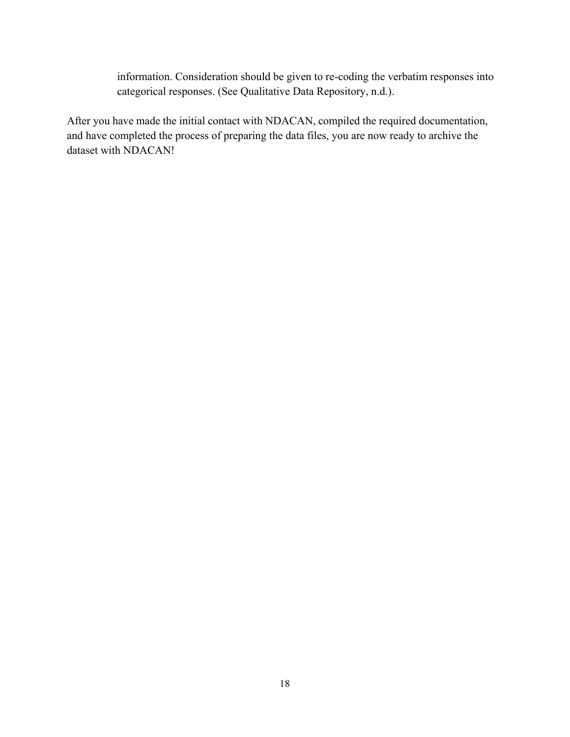information. Consideration should be given to re-coding the verbatim responses into categorical responses. (See Qualitative Data Repository, n.d.).

After you have made the initial contact with NDACAN, compiled the required documentation, and have completed the process of preparing the data files, you are now ready to archive the dataset with NDACAN!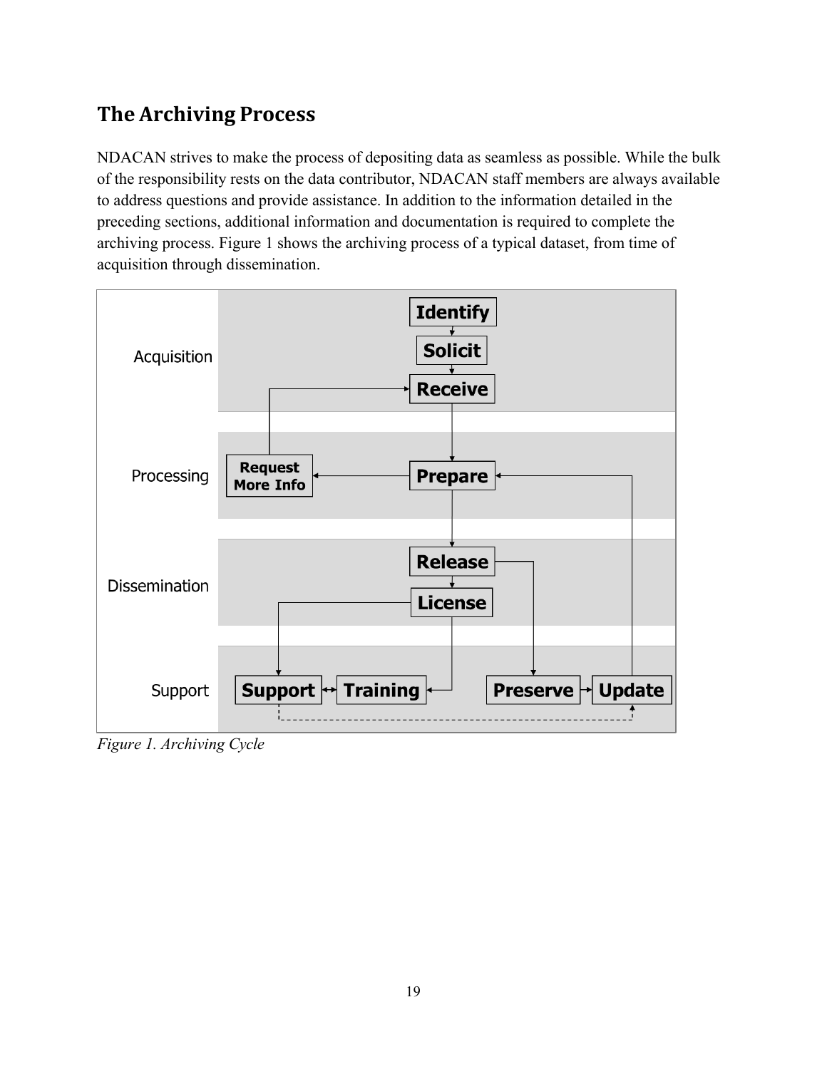## The Archiving Process

NDACAN strives to make the process of depositing data as seamless as possible. While the bulk of the responsibility rests on the data contributor, NDACAN staff members are always available to address questions and provide assistance. In addition to the information detailed in the preceding sections, additional information and documentation is required to complete the archiving process. Figure 1 shows the archiving process of a typical dataset, from time of acquisition through dissemination.

*Figure 1. Archiving Cycle*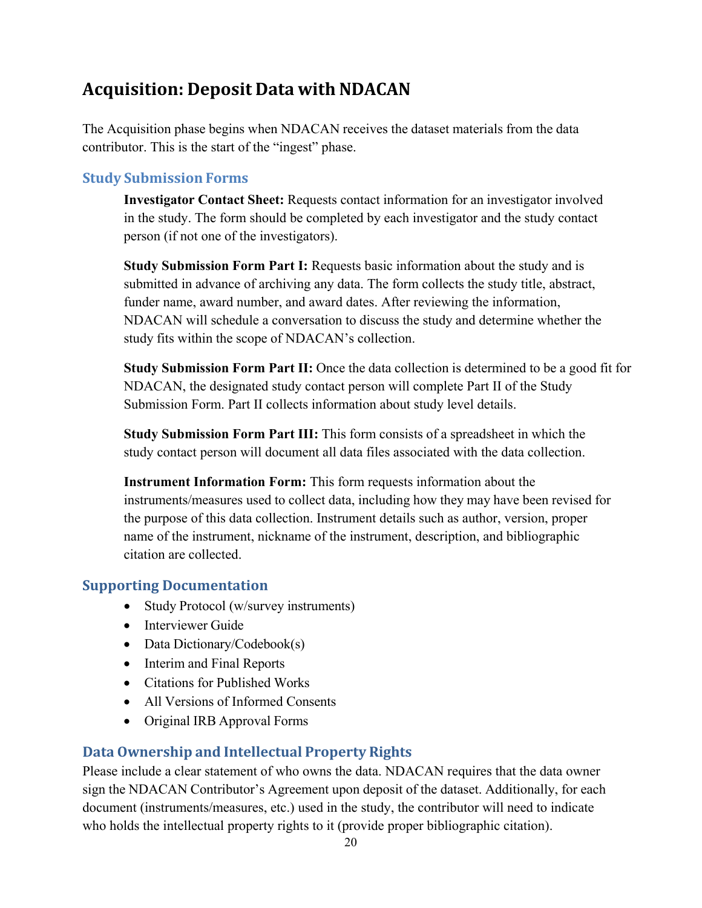# Acquisition: Deposit Data with NDACAN

The Acquisition phase begins when NDACAN receives the dataset materials from the data contributor. This is the start of the "ingest" phase.

## Study Submission Forms

**Investigator Contact Sheet:** Requests contact information for an investigator involved in the study. The form should be completed by each investigator and the study contact person (if not one of the investigators).

**Study Submission Form Part I:** Requests basic information about the study and is submitted in advance of archiving any data. The form collects the study title, abstract, funder name, award number, and award dates. After reviewing the information, NDACAN will schedule a conversation to discuss the study and determine whether the study fits within the scope of NDACAN's collection.

**Study Submission Form Part II:** Once the data collection is determined to be a good fit for NDACAN, the designated study contact person will complete Part II of the Study Submission Form. Part II collects information about study level details.

**Study Submission Form Part III:** This form consists of a spreadsheet in which the study contact person will document all data files associated with the data collection.

**Instrument Information Form:** This form requests information about the instruments/measures used to collect data, including how they may have been revised for the purpose of this data collection. Instrument details such as author, version, proper name of the instrument, nickname of the instrument, description, and bibliographic citation are collected.

## Supporting Documentation

- Study Protocol (w/survey instruments)
- Interviewer Guide
- Data Dictionary/Codebook(s)
- Interim and Final Reports
- Citations for Published Works
- All Versions of Informed Consents
- Original IRB Approval Forms

## Data Ownership and Intellectual Property Rights

Please include a clear statement of who owns the data. NDACAN requires that the data owner sign the NDACAN Contributor's Agreement upon deposit of the dataset. Additionally, for each document (instruments/measures, etc.) used in the study, the contributor will need to indicate who holds the intellectual property rights to it (provide proper bibliographic citation).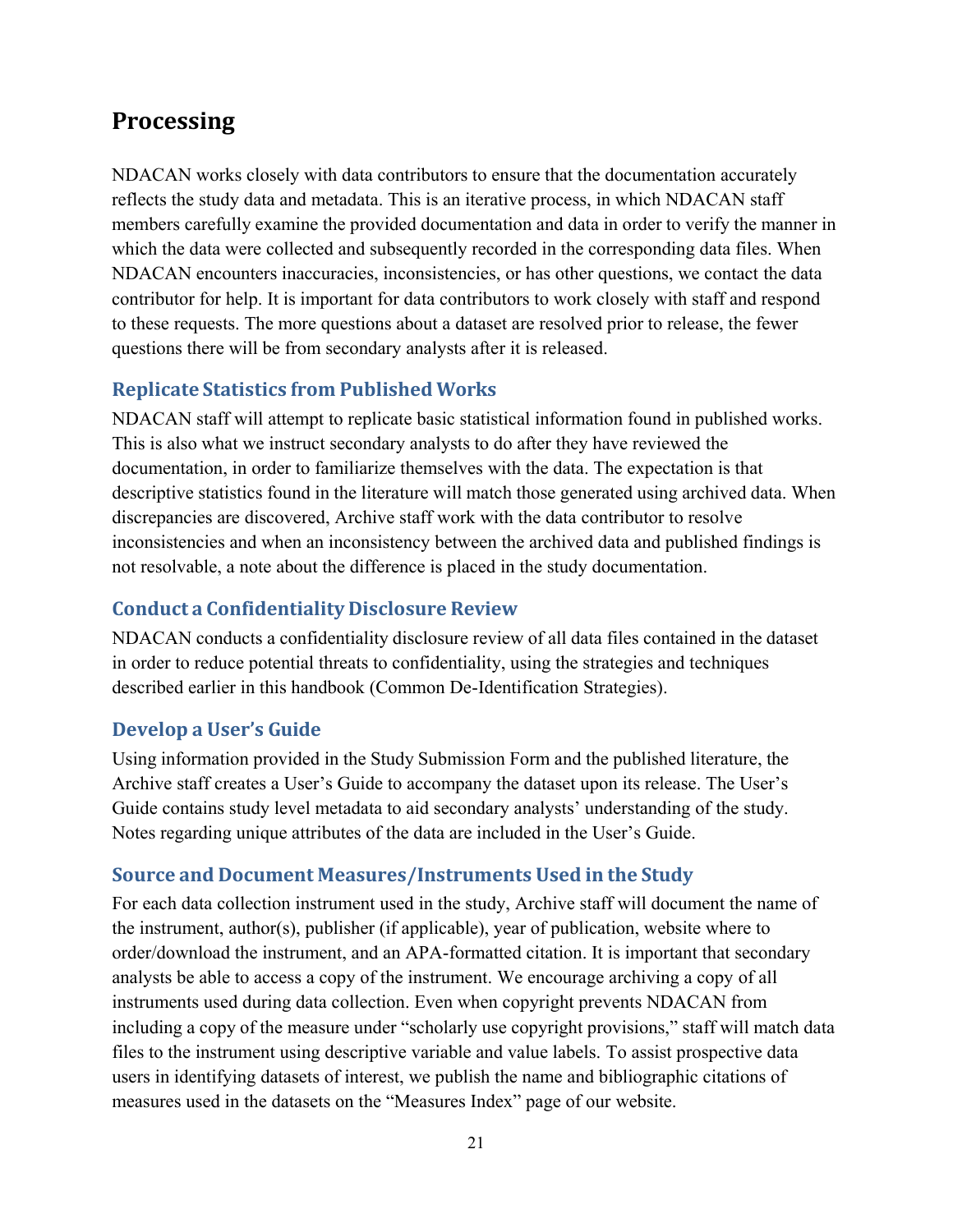# Processing

NDACAN works closely with data contributors to ensure that the documentation accurately reflects the study data and metadata. This is an iterative process, in which NDACAN staff members carefully examine the provided documentation and data in order to verify the manner in which the data were collected and subsequently recorded in the corresponding data files. When NDACAN encounters inaccuracies, inconsistencies, or has other questions, we contact the data contributor for help. It is important for data contributors to work closely with staff and respond to these requests. The more questions about a dataset are resolved prior to release, the fewer questions there will be from secondary analysts after it is released.

## Replicate Statistics from Published Works

NDACAN staff will attempt to replicate basic statistical information found in published works. This is also what we instruct secondary analysts to do after they have reviewed the documentation, in order to familiarize themselves with the data. The expectation is that descriptive statistics found in the literature will match those generated using archived data. When discrepancies are discovered, Archive staff work with the data contributor to resolve inconsistencies and when an inconsistency between the archived data and published findings is not resolvable, a note about the difference is placed in the study documentation.

## Conduct a Confidentiality Disclosure Review

NDACAN conducts a confidentiality disclosure review of all data files contained in the dataset in order to reduce potential threats to confidentiality, using the strategies and techniques described earlier in this handbook (Common De-Identification Strategies).

## Develop a User's Guide

Using information provided in the Study Submission Form and the published literature, the Archive staff creates a User's Guide to accompany the dataset upon its release. The User's Guide contains study level metadata to aid secondary analysts' understanding of the study. Notes regarding unique attributes of the data are included in the User's Guide.

## Source and Document Measures/Instruments Used in the Study

For each data collection instrument used in the study, Archive staff will document the name of the instrument, author(s), publisher (if applicable), year of publication, website where to order/download the instrument, and an APA-formatted citation. It is important that secondary analysts be able to access a copy of the instrument. We encourage archiving a copy of all instruments used during data collection. Even when copyright prevents NDACAN from including a copy of the measure under "scholarly use copyright provisions," staff will match data files to the instrument using descriptive variable and value labels. To assist prospective data users in identifying datasets of interest, we publish the name and bibliographic citations of measures used in the datasets on the "Measures Index" page of our website.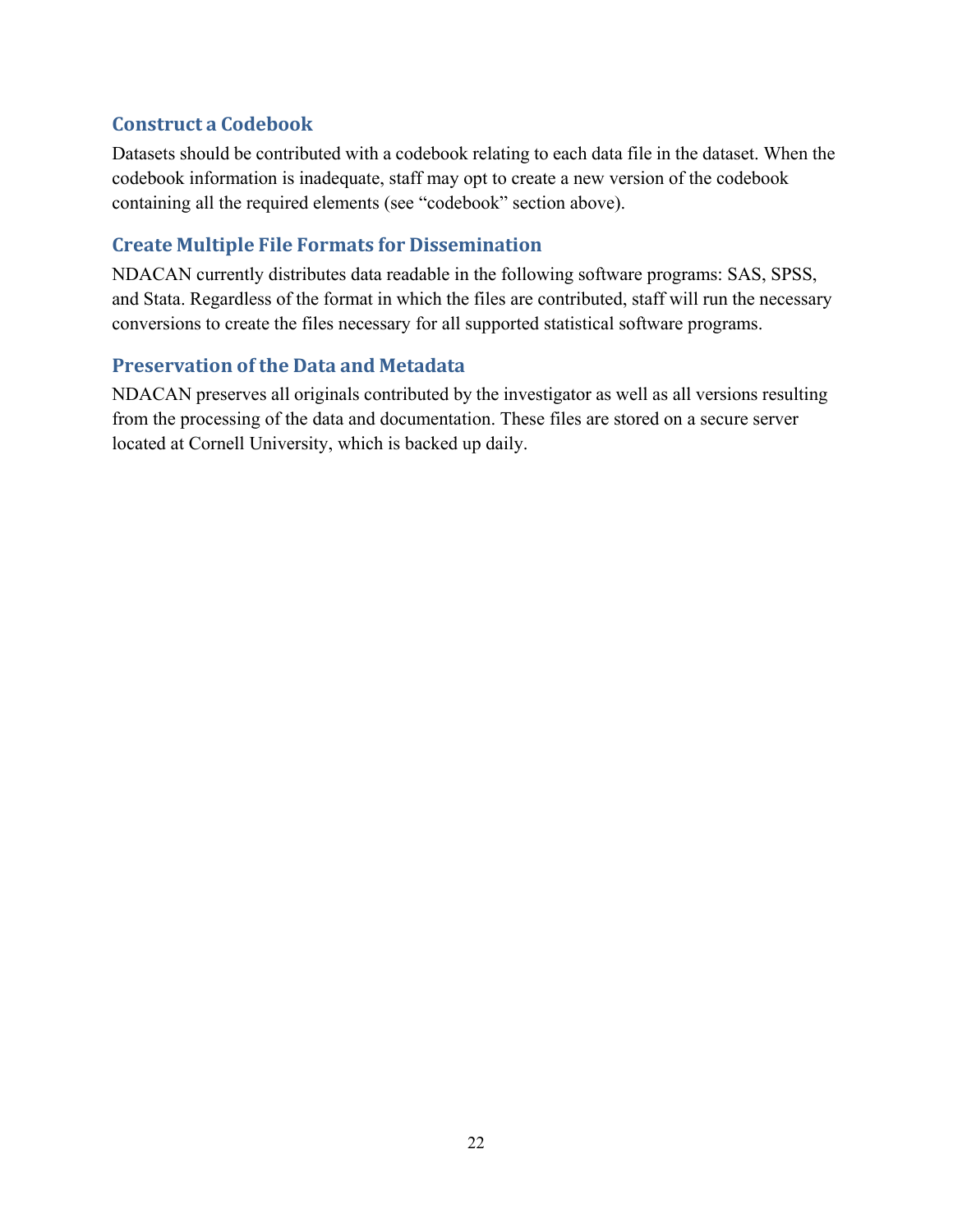### Construct a Codebook

Datasets should be contributed with a codebook relating to each data file in the dataset. When the codebook information is inadequate, staff may opt to create a new version of the codebook containing all the required elements (see “codebook” section above).

### Create Multiple File Formats for Dissemination

NDACAN currently distributes data readable in the following software programs: SAS, SPSS, and Stata. Regardless of the format in which the files are contributed, staff will run the necessary conversions to create the files necessary for all supported statistical software programs.

### Preservation of the Data and Metadata

NDACAN preserves all originals contributed by the investigator as well as all versions resulting from the processing of the data and documentation. These files are stored on a secure server located at Cornell University, which is backed up daily.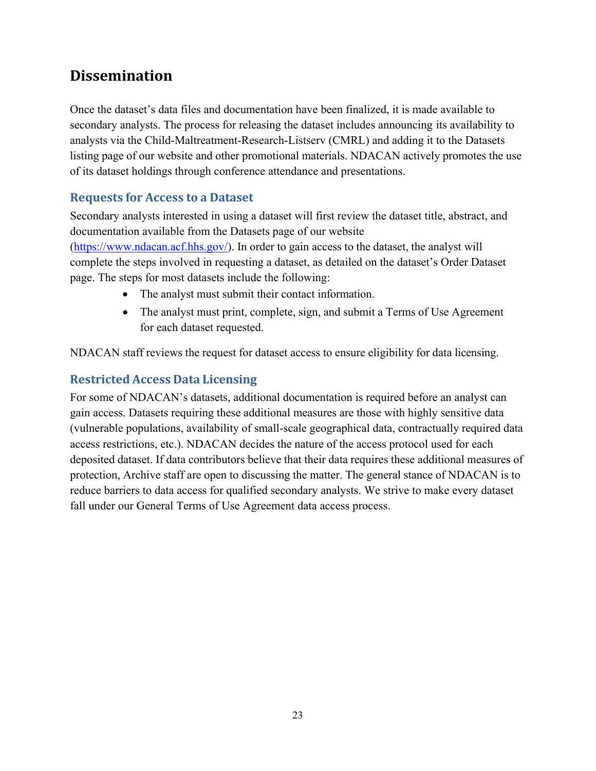## Dissemination

Once the dataset's data files and documentation have been finalized, it is made available to secondary analysts. The process for releasing the dataset includes announcing its availability to analysts via the Child-Maltreatment-Research-Listserv (CMRL) and adding it to the Datasets listing page of our website and other promotional materials. NDACAN actively promotes the use of its dataset holdings through conference attendance and presentations.

### Requests for Access to a Dataset

Secondary analysts interested in using a dataset will first review the dataset title, abstract, and documentation available from the Datasets page of our website (https://www.ndacan.acf.hhs.gov/). In order to gain access to the dataset, the analyst will complete the steps involved in requesting a dataset, as detailed on the dataset's Order Dataset page. The steps for most datasets include the following:

- The analyst must submit their contact information.
- The analyst must print, complete, sign, and submit a Terms of Use Agreement for each dataset requested.

NDACAN staff reviews the request for dataset access to ensure eligibility for data licensing.

### Restricted Access Data Licensing

For some of NDACAN's datasets, additional documentation is required before an analyst can gain access. Datasets requiring these additional measures are those with highly sensitive data (vulnerable populations, availability of small-scale geographical data, contractually required data access restrictions, etc.). NDACAN decides the nature of the access protocol used for each deposited dataset. If data contributors believe that their data requires these additional measures of protection, Archive staff are open to discussing the matter. The general stance of NDACAN is to reduce barriers to data access for qualified secondary analysts. We strive to make every dataset fall under our General Terms of Use Agreement data access process.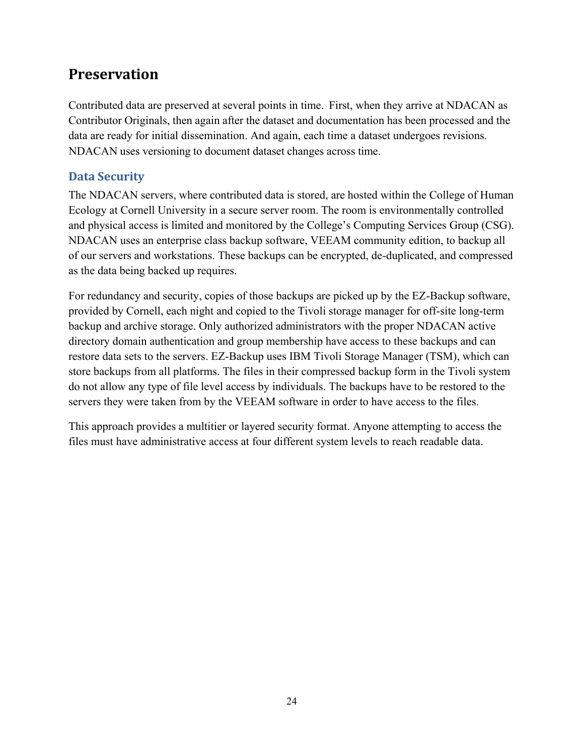# Preservation

Contributed data are preserved at several points in time. First, when they arrive at NDACAN as Contributor Originals, then again after the dataset and documentation has been processed and the data are ready for initial dissemination. And again, each time a dataset undergoes revisions. NDACAN uses versioning to document dataset changes across time.

## Data Security

The NDACAN servers, where contributed data is stored, are hosted within the College of Human Ecology at Cornell University in a secure server room. The room is environmentally controlled and physical access is limited and monitored by the College's Computing Services Group (CSG). NDACAN uses an enterprise class backup software, VEEAM community edition, to backup all of our servers and workstations. These backups can be encrypted, de-duplicated, and compressed as the data being backed up requires.

For redundancy and security, copies of those backups are picked up by the EZ-Backup software, provided by Cornell, each night and copied to the Tivoli storage manager for off-site long-term backup and archive storage. Only authorized administrators with the proper NDACAN active directory domain authentication and group membership have access to these backups and can restore data sets to the servers. EZ-Backup uses IBM Tivoli Storage Manager (TSM), which can store backups from all platforms. The files in their compressed backup form in the Tivoli system do not allow any type of file level access by individuals. The backups have to be restored to the servers they were taken from by the VEEAM software in order to have access to the files.

This approach provides a multitier or layered security format. Anyone attempting to access the files must have administrative access at four different system levels to reach readable data.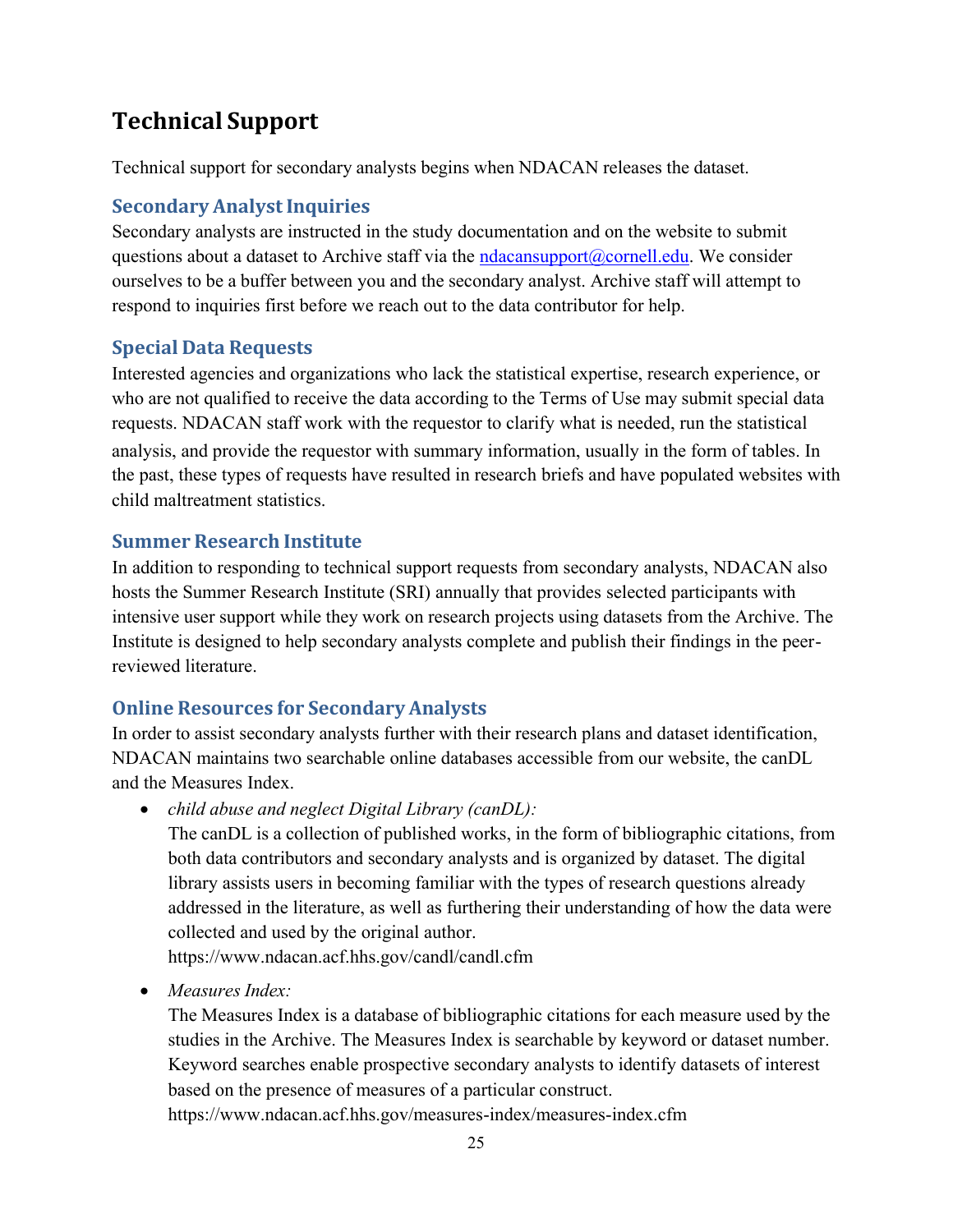# Technical Support

Technical support for secondary analysts begins when NDACAN releases the dataset.

## Secondary Analyst Inquiries

Secondary analysts are instructed in the study documentation and on the website to submit questions about a dataset to Archive staff via the ndacansupport@cornell.edu. We consider ourselves to be a buffer between you and the secondary analyst. Archive staff will attempt to respond to inquiries first before we reach out to the data contributor for help.

## Special Data Requests

Interested agencies and organizations who lack the statistical expertise, research experience, or who are not qualified to receive the data according to the Terms of Use may submit special data requests. NDACAN staff work with the requestor to clarify what is needed, run the statistical analysis, and provide the requestor with summary information, usually in the form of tables. In the past, these types of requests have resulted in research briefs and have populated websites with child maltreatment statistics.

## Summer Research Institute

In addition to responding to technical support requests from secondary analysts, NDACAN also hosts the Summer Research Institute (SRI) annually that provides selected participants with intensive user support while they work on research projects using datasets from the Archive. The Institute is designed to help secondary analysts complete and publish their findings in the peer-reviewed literature.

## Online Resources for Secondary Analysts

In order to assist secondary analysts further with their research plans and dataset identification, NDACAN maintains two searchable online databases accessible from our website, the canDL and the Measures Index.

- *child abuse and neglect Digital Library (canDL):*
  The canDL is a collection of published works, in the form of bibliographic citations, from both data contributors and secondary analysts and is organized by dataset. The digital library assists users in becoming familiar with the types of research questions already addressed in the literature, as well as furthering their understanding of how the data were collected and used by the original author.
  https://www.ndacan.acf.hhs.gov/candl/candl.cfm
- *Measures Index:*
  The Measures Index is a database of bibliographic citations for each measure used by the studies in the Archive. The Measures Index is searchable by keyword or dataset number. Keyword searches enable prospective secondary analysts to identify datasets of interest based on the presence of measures of a particular construct.
  https://www.ndacan.acf.hhs.gov/measures-index/measures-index.cfm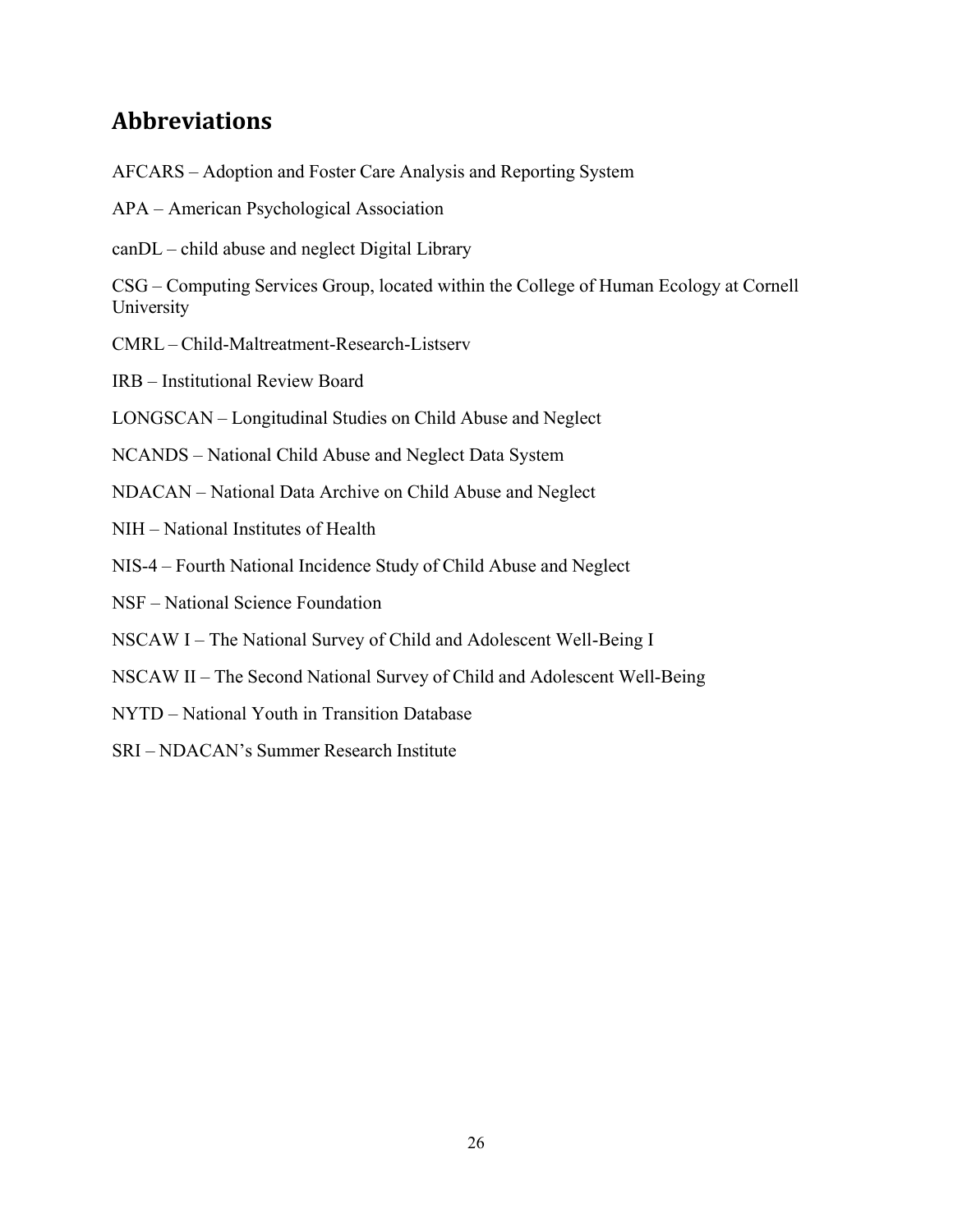## Abbreviations

AFCARS – Adoption and Foster Care Analysis and Reporting System

APA – American Psychological Association

canDL – child abuse and neglect Digital Library

CSG – Computing Services Group, located within the College of Human Ecology at Cornell University

CMRL – Child-Maltreatment-Research-Listserv

IRB – Institutional Review Board

LONGSCAN – Longitudinal Studies on Child Abuse and Neglect

NCANDS – National Child Abuse and Neglect Data System

NDACAN – National Data Archive on Child Abuse and Neglect

NIH – National Institutes of Health

NIS-4 – Fourth National Incidence Study of Child Abuse and Neglect

NSF – National Science Foundation

NSCAW I – The National Survey of Child and Adolescent Well-Being I

NSCAW II – The Second National Survey of Child and Adolescent Well-Being

NYTD – National Youth in Transition Database

SRI – NDACAN's Summer Research Institute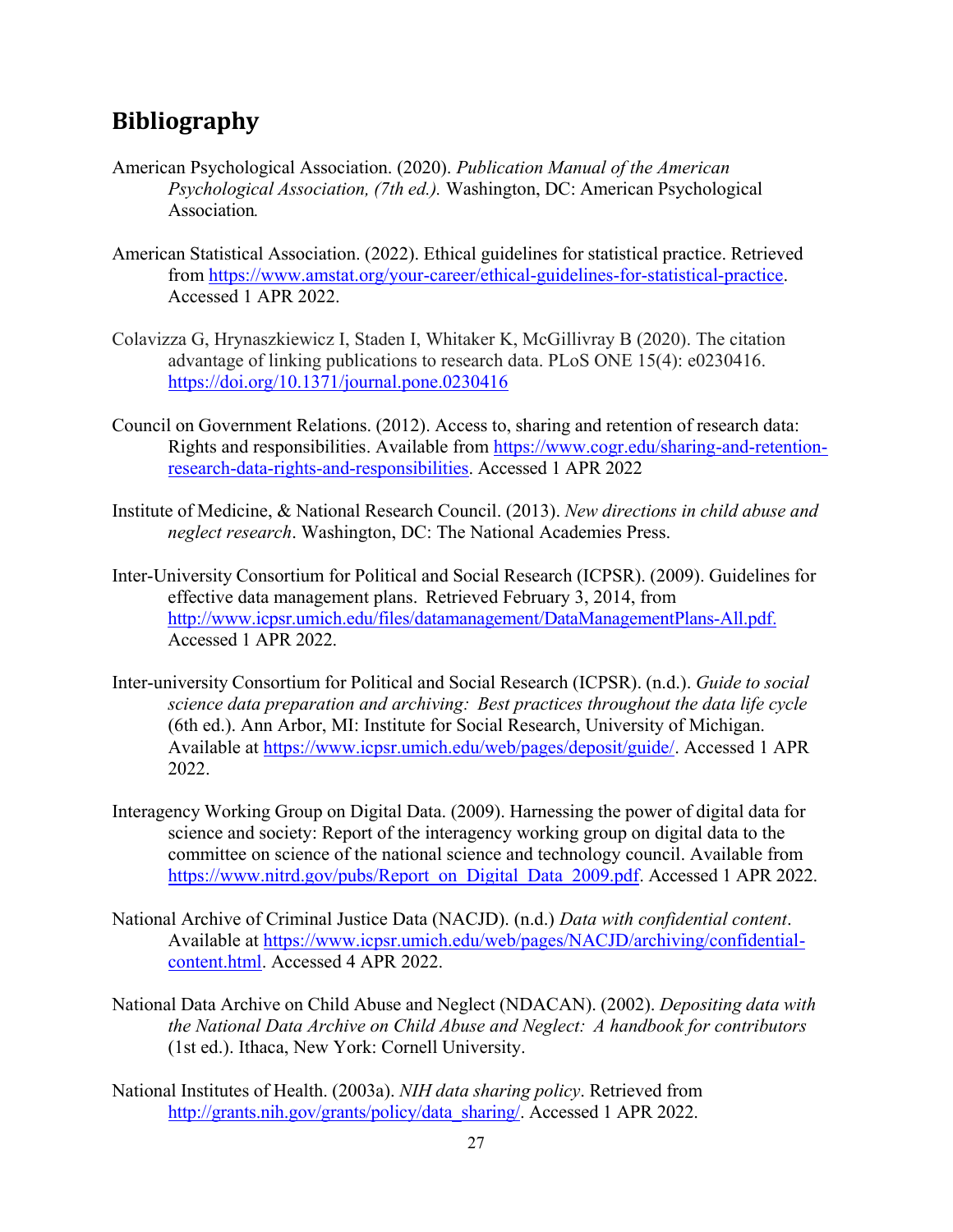## Bibliography

American Psychological Association. (2020). *Publication Manual of the American Psychological Association, (7th ed.).* Washington, DC: American Psychological Association.

American Statistical Association. (2022). Ethical guidelines for statistical practice. Retrieved from https://www.amstat.org/your-career/ethical-guidelines-for-statistical-practice. Accessed 1 APR 2022.

Colavizza G, Hrynaszkiewicz I, Staden I, Whitaker K, McGillivray B (2020). The citation advantage of linking publications to research data. PLoS ONE 15(4): e0230416. https://doi.org/10.1371/journal.pone.0230416

Council on Government Relations. (2012). Access to, sharing and retention of research data: Rights and responsibilities. Available from https://www.cogr.edu/sharing-and-retention-research-data-rights-and-responsibilities. Accessed 1 APR 2022

Institute of Medicine, & National Research Council. (2013). *New directions in child abuse and neglect research*. Washington, DC: The National Academies Press.

Inter-University Consortium for Political and Social Research (ICPSR). (2009). Guidelines for effective data management plans. Retrieved February 3, 2014, from http://www.icpsr.umich.edu/files/datamanagement/DataManagementPlans-All.pdf. Accessed 1 APR 2022.

Inter-university Consortium for Political and Social Research (ICPSR). (n.d.). *Guide to social science data preparation and archiving: Best practices throughout the data life cycle* (6th ed.). Ann Arbor, MI: Institute for Social Research, University of Michigan. Available at https://www.icpsr.umich.edu/web/pages/deposit/guide/. Accessed 1 APR 2022.

Interagency Working Group on Digital Data. (2009). Harnessing the power of digital data for science and society: Report of the interagency working group on digital data to the committee on science of the national science and technology council. Available from https://www.nitrd.gov/pubs/Report_on_Digital_Data_2009.pdf. Accessed 1 APR 2022.

National Archive of Criminal Justice Data (NACJD). (n.d.) *Data with confidential content*. Available at https://www.icpsr.umich.edu/web/pages/NACJD/archiving/confidential-content.html. Accessed 4 APR 2022.

National Data Archive on Child Abuse and Neglect (NDACAN). (2002). *Depositing data with the National Data Archive on Child Abuse and Neglect: A handbook for contributors* (1st ed.). Ithaca, New York: Cornell University.

National Institutes of Health. (2003a). *NIH data sharing policy*. Retrieved from http://grants.nih.gov/grants/policy/data_sharing/. Accessed 1 APR 2022.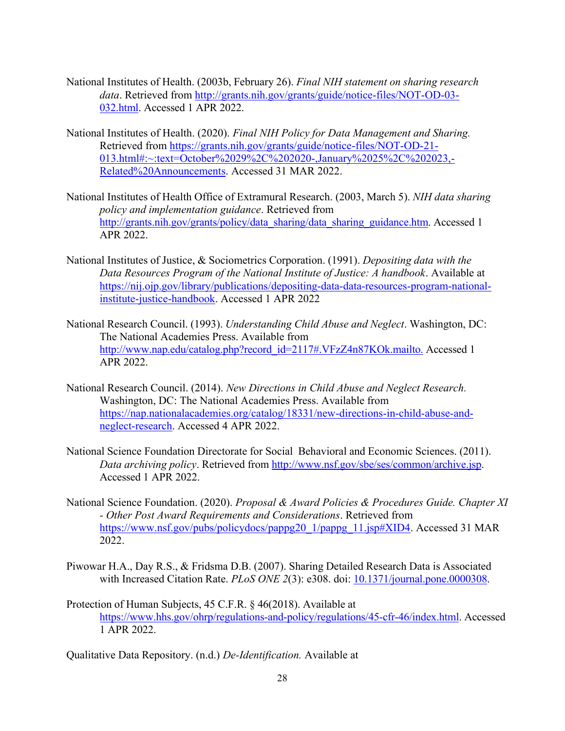National Institutes of Health. (2003b, February 26). *Final NIH statement on sharing research data*. Retrieved from http://grants.nih.gov/grants/guide/notice-files/NOT-OD-03-032.html. Accessed 1 APR 2022.

National Institutes of Health. (2020). *Final NIH Policy for Data Management and Sharing.* Retrieved from https://grants.nih.gov/grants/guide/notice-files/NOT-OD-21-013.html#:~:text=October%2029%2C%202020-,January%2025%2C%202023,-Related%20Announcements. Accessed 31 MAR 2022.

National Institutes of Health Office of Extramural Research. (2003, March 5). *NIH data sharing policy and implementation guidance*. Retrieved from http://grants.nih.gov/grants/policy/data_sharing/data_sharing_guidance.htm. Accessed 1 APR 2022.

National Institutes of Justice, & Sociometrics Corporation. (1991). *Depositing data with the Data Resources Program of the National Institute of Justice: A handbook*. Available at https://nij.ojp.gov/library/publications/depositing-data-data-resources-program-national-institute-justice-handbook. Accessed 1 APR 2022

National Research Council. (1993). *Understanding Child Abuse and Neglect*. Washington, DC: The National Academies Press. Available from http://www.nap.edu/catalog.php?record_id=2117#.VFzZ4n87KOk.mailto. Accessed 1 APR 2022.

National Research Council. (2014). *New Directions in Child Abuse and Neglect Research.* Washington, DC: The National Academies Press. Available from https://nap.nationalacademies.org/catalog/18331/new-directions-in-child-abuse-and-neglect-research. Accessed 4 APR 2022.

National Science Foundation Directorate for Social Behavioral and Economic Sciences. (2011). *Data archiving policy*. Retrieved from http://www.nsf.gov/sbe/ses/common/archive.jsp. Accessed 1 APR 2022.

National Science Foundation. (2020). *Proposal & Award Policies & Procedures Guide. Chapter XI - Other Post Award Requirements and Considerations*. Retrieved from https://www.nsf.gov/pubs/policydocs/pappg20_1/pappg_11.jsp#XID4. Accessed 31 MAR 2022.

Piwowar H.A., Day R.S., & Fridsma D.B. (2007). Sharing Detailed Research Data is Associated with Increased Citation Rate. *PLoS ONE 2*(3): e308. doi: 10.1371/journal.pone.0000308.

Protection of Human Subjects, 45 C.F.R. § 46(2018). Available at https://www.hhs.gov/ohrp/regulations-and-policy/regulations/45-cfr-46/index.html. Accessed 1 APR 2022.

Qualitative Data Repository. (n.d.) *De-Identification.* Available at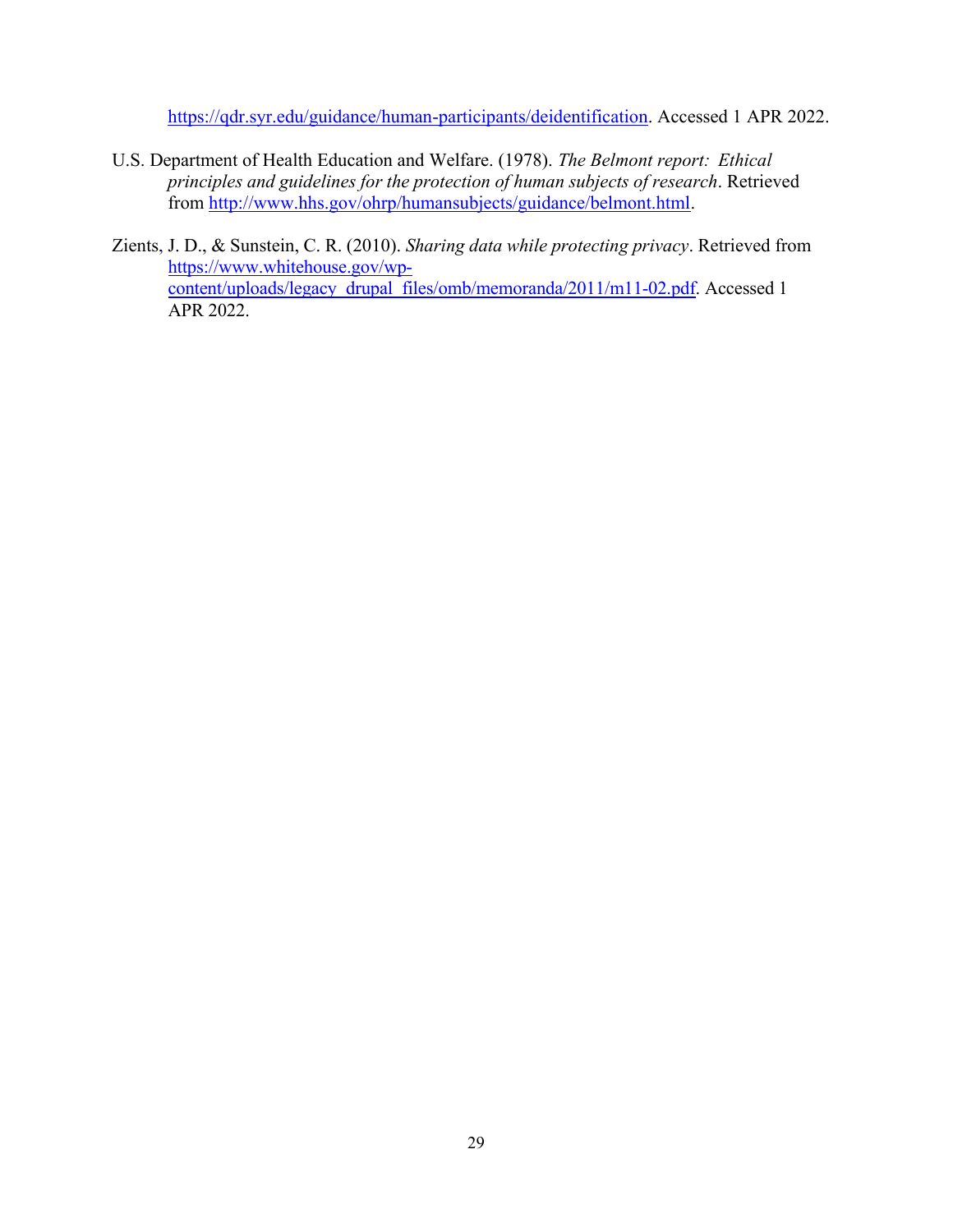https://qdr.syr.edu/guidance/human-participants/deidentification. Accessed 1 APR 2022.

U.S. Department of Health Education and Welfare. (1978). *The Belmont report: Ethical principles and guidelines for the protection of human subjects of research*. Retrieved from http://www.hhs.gov/ohrp/humansubjects/guidance/belmont.html.

Zients, J. D., & Sunstein, C. R. (2010). *Sharing data while protecting privacy*. Retrieved from https://www.whitehouse.gov/wp-content/uploads/legacy_drupal_files/omb/memoranda/2011/m11-02.pdf. Accessed 1 APR 2022.